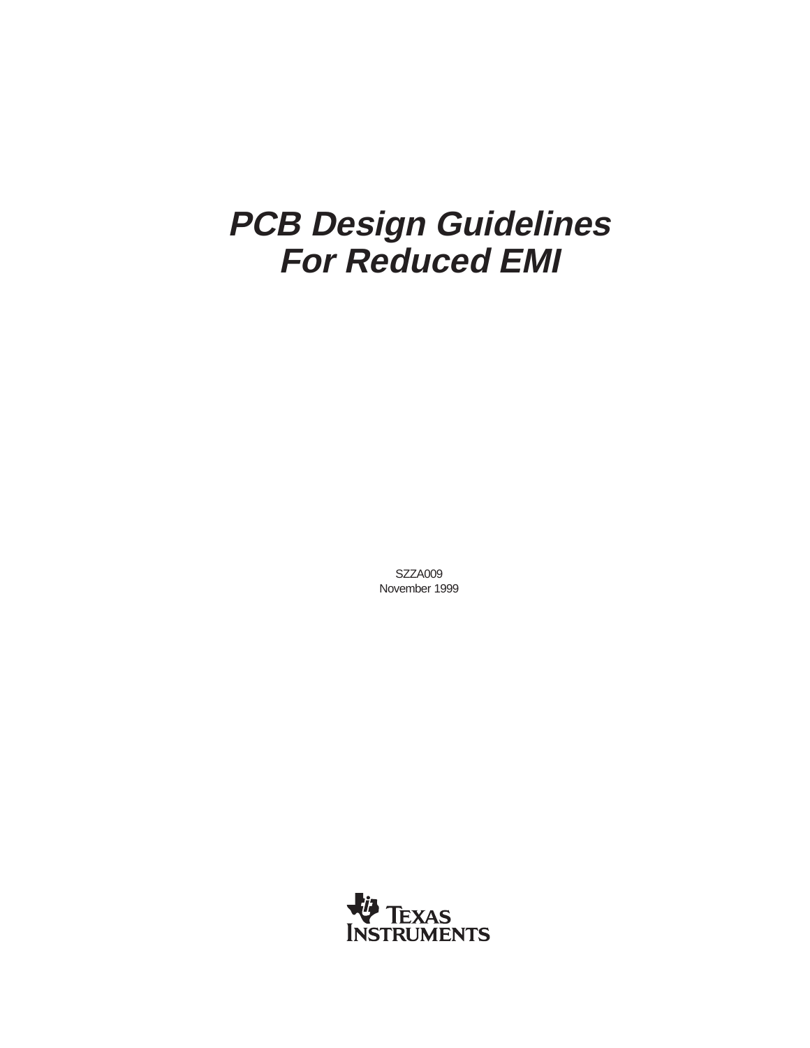# *PCB Design Guidelines For Reduced EMI*

SZZA009
November 1999

Texas Instruments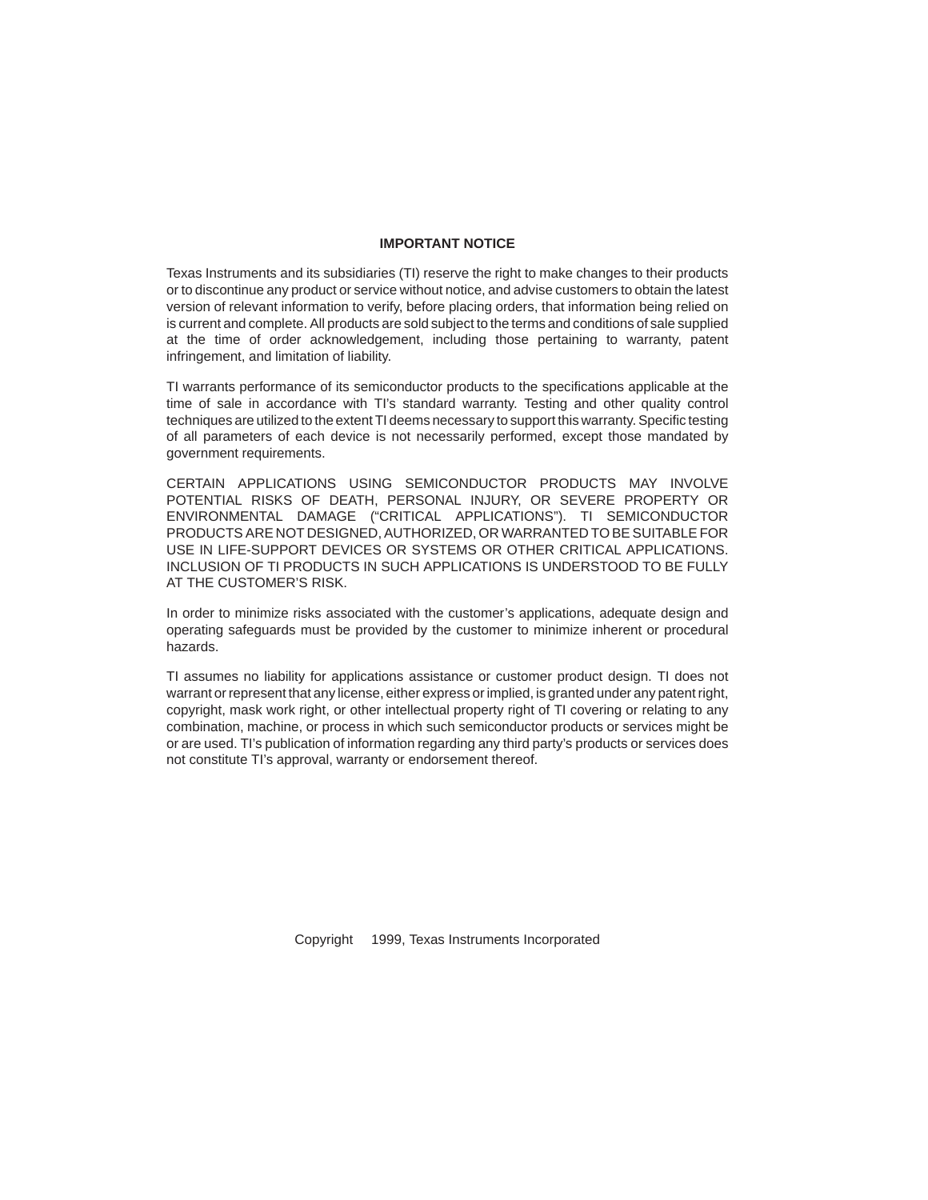## IMPORTANT NOTICE

Texas Instruments and its subsidiaries (TI) reserve the right to make changes to their products or to discontinue any product or service without notice, and advise customers to obtain the latest version of relevant information to verify, before placing orders, that information being relied on is current and complete. All products are sold subject to the terms and conditions of sale supplied at the time of order acknowledgement, including those pertaining to warranty, patent infringement, and limitation of liability.

TI warrants performance of its semiconductor products to the specifications applicable at the time of sale in accordance with TI's standard warranty. Testing and other quality control techniques are utilized to the extent TI deems necessary to support this warranty. Specific testing of all parameters of each device is not necessarily performed, except those mandated by government requirements.

CERTAIN APPLICATIONS USING SEMICONDUCTOR PRODUCTS MAY INVOLVE POTENTIAL RISKS OF DEATH, PERSONAL INJURY, OR SEVERE PROPERTY OR ENVIRONMENTAL DAMAGE ("CRITICAL APPLICATIONS"). TI SEMICONDUCTOR PRODUCTS ARE NOT DESIGNED, AUTHORIZED, OR WARRANTED TO BE SUITABLE FOR USE IN LIFE-SUPPORT DEVICES OR SYSTEMS OR OTHER CRITICAL APPLICATIONS. INCLUSION OF TI PRODUCTS IN SUCH APPLICATIONS IS UNDERSTOOD TO BE FULLY AT THE CUSTOMER'S RISK.

In order to minimize risks associated with the customer's applications, adequate design and operating safeguards must be provided by the customer to minimize inherent or procedural hazards.

TI assumes no liability for applications assistance or customer product design. TI does not warrant or represent that any license, either express or implied, is granted under any patent right, copyright, mask work right, or other intellectual property right of TI covering or relating to any combination, machine, or process in which such semiconductor products or services might be or are used. TI's publication of information regarding any third party's products or services does not constitute TI's approval, warranty or endorsement thereof.

Copyright © 1999, Texas Instruments Incorporated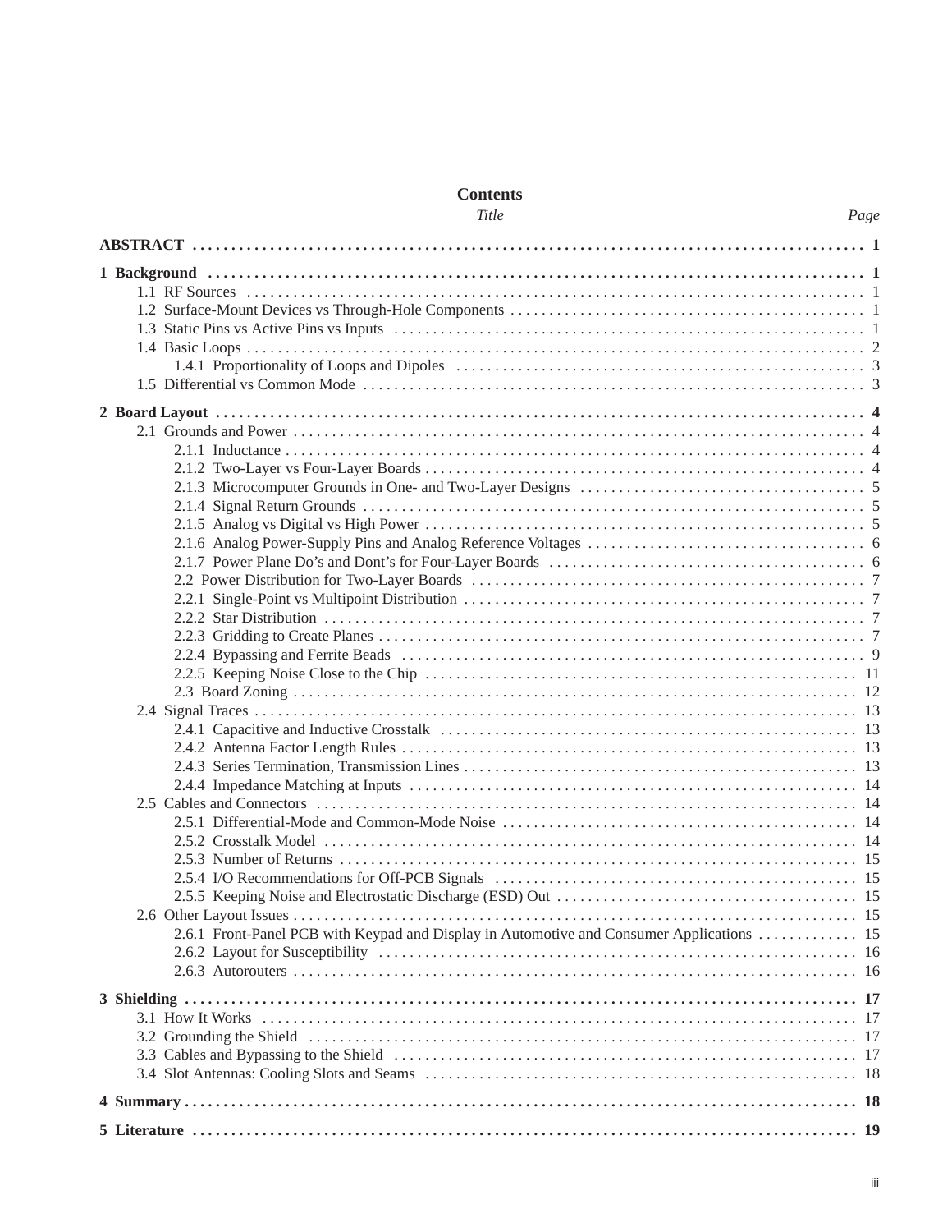## Contents

| Title | Page |
|---|---|
| **ABSTRACT** | **1** |
| **1 Background** | **1** |
| 1.1 RF Sources | 1 |
| 1.2 Surface-Mount Devices vs Through-Hole Components | 1 |
| 1.3 Static Pins vs Active Pins vs Inputs | 1 |
| 1.4 Basic Loops | 2 |
| 1.4.1 Proportionality of Loops and Dipoles | 3 |
| 1.5 Differential vs Common Mode | 3 |
| **2 Board Layout** | **4** |
| 2.1 Grounds and Power | 4 |
| 2.1.1 Inductance | 4 |
| 2.1.2 Two-Layer vs Four-Layer Boards | 4 |
| 2.1.3 Microcomputer Grounds in One- and Two-Layer Designs | 5 |
| 2.1.4 Signal Return Grounds | 5 |
| 2.1.5 Analog vs Digital vs High Power | 5 |
| 2.1.6 Analog Power-Supply Pins and Analog Reference Voltages | 6 |
| 2.1.7 Power Plane Do's and Dont's for Four-Layer Boards | 6 |
| 2.2 Power Distribution for Two-Layer Boards | 7 |
| 2.2.1 Single-Point vs Multipoint Distribution | 7 |
| 2.2.2 Star Distribution | 7 |
| 2.2.3 Gridding to Create Planes | 7 |
| 2.2.4 Bypassing and Ferrite Beads | 9 |
| 2.2.5 Keeping Noise Close to the Chip | 11 |
| 2.3 Board Zoning | 12 |
| 2.4 Signal Traces | 13 |
| 2.4.1 Capacitive and Inductive Crosstalk | 13 |
| 2.4.2 Antenna Factor Length Rules | 13 |
| 2.4.3 Series Termination, Transmission Lines | 13 |
| 2.4.4 Impedance Matching at Inputs | 14 |
| 2.5 Cables and Connectors | 14 |
| 2.5.1 Differential-Mode and Common-Mode Noise | 14 |
| 2.5.2 Crosstalk Model | 14 |
| 2.5.3 Number of Returns | 15 |
| 2.5.4 I/O Recommendations for Off-PCB Signals | 15 |
| 2.5.5 Keeping Noise and Electrostatic Discharge (ESD) Out | 15 |
| 2.6 Other Layout Issues | 15 |
| 2.6.1 Front-Panel PCB with Keypad and Display in Automotive and Consumer Applications | 15 |
| 2.6.2 Layout for Susceptibility | 16 |
| 2.6.3 Autorouters | 16 |
| **3 Shielding** | **17** |
| 3.1 How It Works | 17 |
| 3.2 Grounding the Shield | 17 |
| 3.3 Cables and Bypassing to the Shield | 17 |
| 3.4 Slot Antennas: Cooling Slots and Seams | 18 |
| **4 Summary** | **18** |
| **5 Literature** | **19** |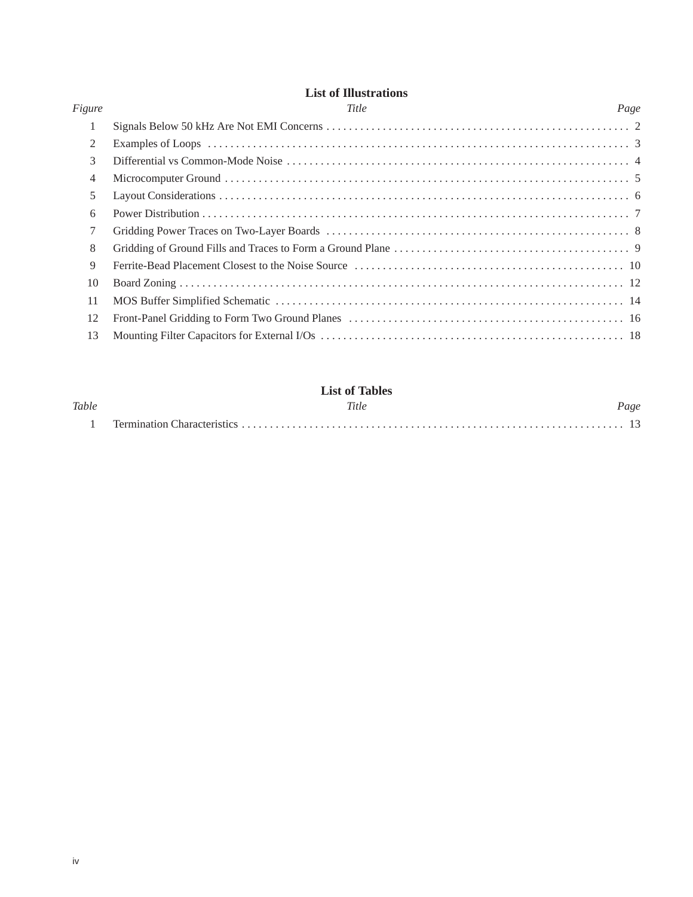## List of Illustrations

| *Figure* | *Title* | *Page* |
| --- | --- | --- |
| 1 | Signals Below 50 kHz Are Not EMI Concerns | 2 |
| 2 | Examples of Loops | 3 |
| 3 | Differential vs Common-Mode Noise | 4 |
| 4 | Microcomputer Ground | 5 |
| 5 | Layout Considerations | 6 |
| 6 | Power Distribution | 7 |
| 7 | Gridding Power Traces on Two-Layer Boards | 8 |
| 8 | Gridding of Ground Fills and Traces to Form a Ground Plane | 9 |
| 9 | Ferrite-Bead Placement Closest to the Noise Source | 10 |
| 10 | Board Zoning | 12 |
| 11 | MOS Buffer Simplified Schematic | 14 |
| 12 | Front-Panel Gridding to Form Two Ground Planes | 16 |
| 13 | Mounting Filter Capacitors for External I/Os | 18 |

## List of Tables

| *Table* | *Title* | *Page* |
| --- | --- | --- |
| 1 | Termination Characteristics | 13 |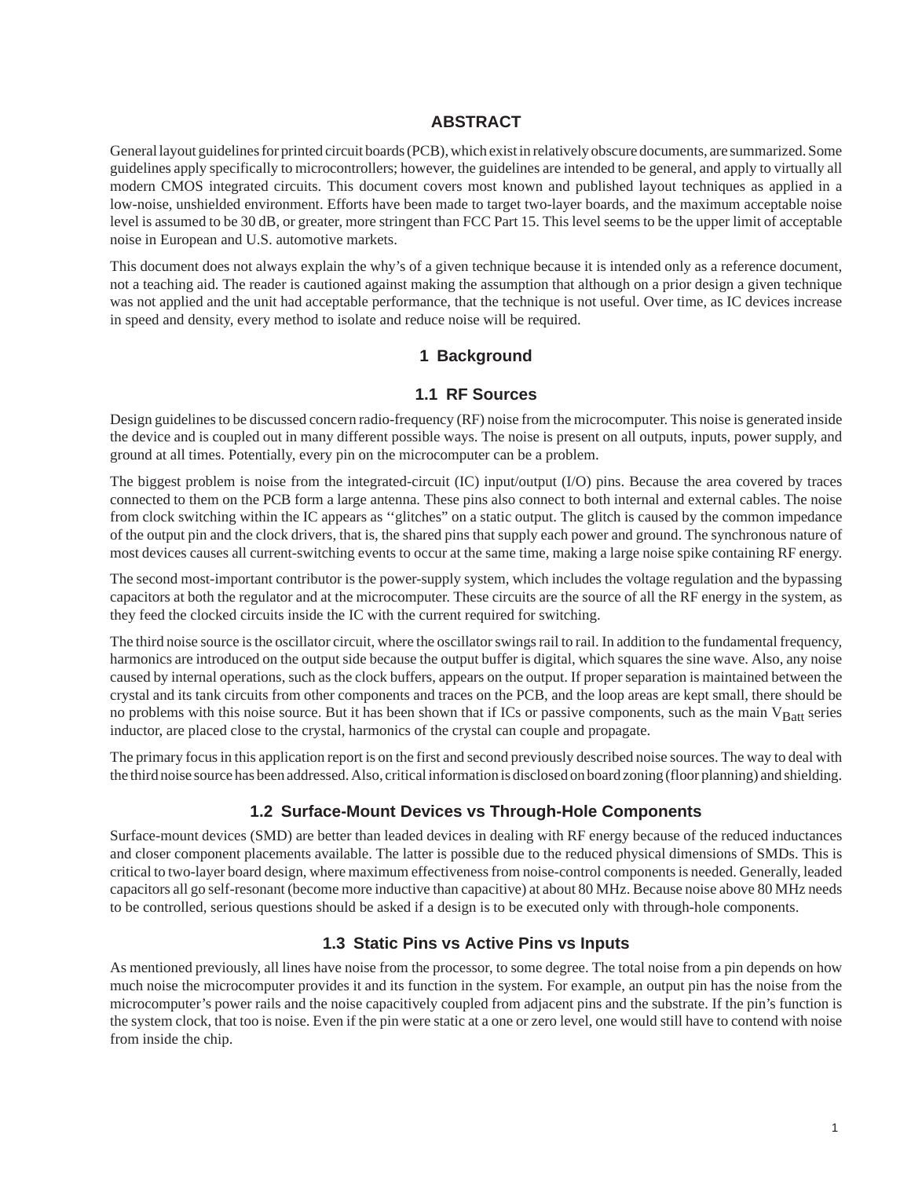## ABSTRACT

General layout guidelines for printed circuit boards (PCB), which exist in relatively obscure documents, are summarized. Some guidelines apply specifically to microcontrollers; however, the guidelines are intended to be general, and apply to virtually all modern CMOS integrated circuits. This document covers most known and published layout techniques as applied in a low-noise, unshielded environment. Efforts have been made to target two-layer boards, and the maximum acceptable noise level is assumed to be 30 dB, or greater, more stringent than FCC Part 15. This level seems to be the upper limit of acceptable noise in European and U.S. automotive markets.

This document does not always explain the why's of a given technique because it is intended only as a reference document, not a teaching aid. The reader is cautioned against making the assumption that although on a prior design a given technique was not applied and the unit had acceptable performance, that the technique is not useful. Over time, as IC devices increase in speed and density, every method to isolate and reduce noise will be required.

# 1 Background

## 1.1 RF Sources

Design guidelines to be discussed concern radio-frequency (RF) noise from the microcomputer. This noise is generated inside the device and is coupled out in many different possible ways. The noise is present on all outputs, inputs, power supply, and ground at all times. Potentially, every pin on the microcomputer can be a problem.

The biggest problem is noise from the integrated-circuit (IC) input/output (I/O) pins. Because the area covered by traces connected to them on the PCB form a large antenna. These pins also connect to both internal and external cables. The noise from clock switching within the IC appears as ‘‘glitches” on a static output. The glitch is caused by the common impedance of the output pin and the clock drivers, that is, the shared pins that supply each power and ground. The synchronous nature of most devices causes all current-switching events to occur at the same time, making a large noise spike containing RF energy.

The second most-important contributor is the power-supply system, which includes the voltage regulation and the bypassing capacitors at both the regulator and at the microcomputer. These circuits are the source of all the RF energy in the system, as they feed the clocked circuits inside the IC with the current required for switching.

The third noise source is the oscillator circuit, where the oscillator swings rail to rail. In addition to the fundamental frequency, harmonics are introduced on the output side because the output buffer is digital, which squares the sine wave. Also, any noise caused by internal operations, such as the clock buffers, appears on the output. If proper separation is maintained between the crystal and its tank circuits from other components and traces on the PCB, and the loop areas are kept small, there should be no problems with this noise source. But it has been shown that if ICs or passive components, such as the main $V_{Batt}$ series inductor, are placed close to the crystal, harmonics of the crystal can couple and propagate.

The primary focus in this application report is on the first and second previously described noise sources. The way to deal with the third noise source has been addressed. Also, critical information is disclosed on board zoning (floor planning) and shielding.

## 1.2 Surface-Mount Devices vs Through-Hole Components

Surface-mount devices (SMD) are better than leaded devices in dealing with RF energy because of the reduced inductances and closer component placements available. The latter is possible due to the reduced physical dimensions of SMDs. This is critical to two-layer board design, where maximum effectiveness from noise-control components is needed. Generally, leaded capacitors all go self-resonant (become more inductive than capacitive) at about 80 MHz. Because noise above 80 MHz needs to be controlled, serious questions should be asked if a design is to be executed only with through-hole components.

## 1.3 Static Pins vs Active Pins vs Inputs

As mentioned previously, all lines have noise from the processor, to some degree. The total noise from a pin depends on how much noise the microcomputer provides it and its function in the system. For example, an output pin has the noise from the microcomputer's power rails and the noise capacitively coupled from adjacent pins and the substrate. If the pin's function is the system clock, that too is noise. Even if the pin were static at a one or zero level, one would still have to contend with noise from inside the chip.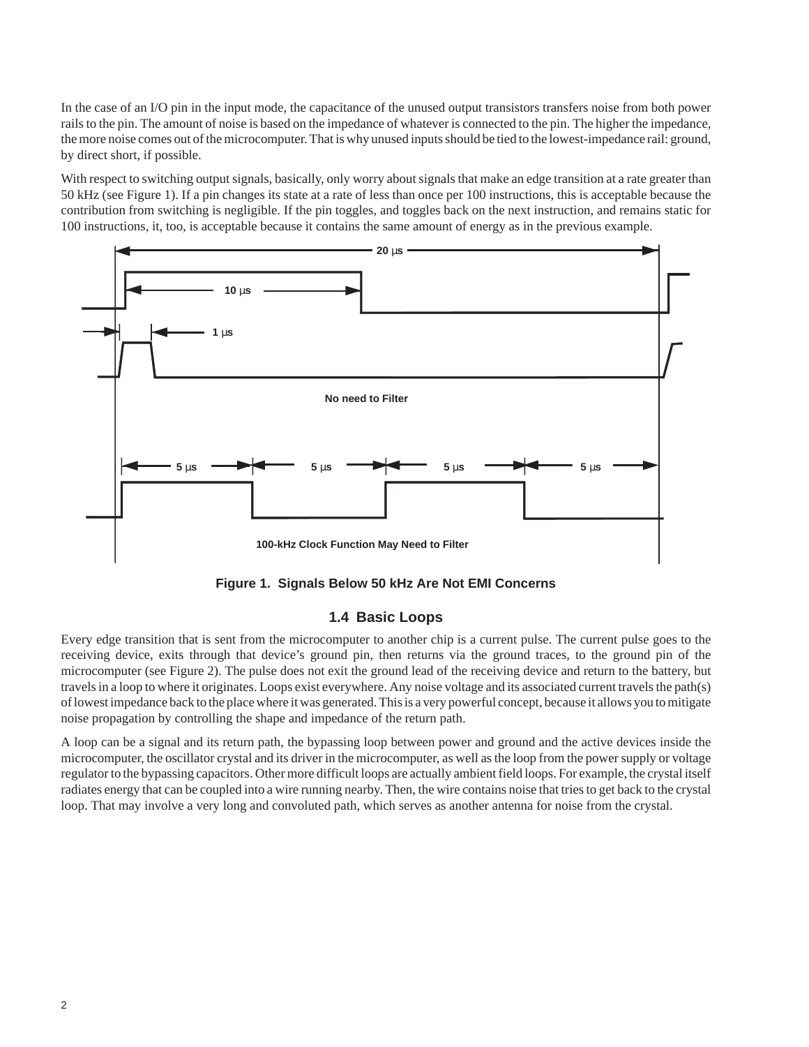In the case of an I/O pin in the input mode, the capacitance of the unused output transistors transfers noise from both power rails to the pin. The amount of noise is based on the impedance of whatever is connected to the pin. The higher the impedance, the more noise comes out of the microcomputer. That is why unused inputs should be tied to the lowest-impedance rail: ground, by direct short, if possible.

With respect to switching output signals, basically, only worry about signals that make an edge transition at a rate greater than 50 kHz (see Figure 1). If a pin changes its state at a rate of less than once per 100 instructions, this is acceptable because the contribution from switching is negligible. If the pin toggles, and toggles back on the next instruction, and remains static for 100 instructions, it, too, is acceptable because it contains the same amount of energy as in the previous example.

20 µs

10 µs

1 µs

No need to Filter

5 µs 5 µs 5 µs 5 µs

100-kHz Clock Function May Need to Filter

**Figure 1. Signals Below 50 kHz Are Not EMI Concerns**

## 1.4 Basic Loops

Every edge transition that is sent from the microcomputer to another chip is a current pulse. The current pulse goes to the receiving device, exits through that device's ground pin, then returns via the ground traces, to the ground pin of the microcomputer (see Figure 2). The pulse does not exit the ground lead of the receiving device and return to the battery, but travels in a loop to where it originates. Loops exist everywhere. Any noise voltage and its associated current travels the path(s) of lowest impedance back to the place where it was generated. This is a very powerful concept, because it allows you to mitigate noise propagation by controlling the shape and impedance of the return path.

A loop can be a signal and its return path, the bypassing loop between power and ground and the active devices inside the microcomputer, the oscillator crystal and its driver in the microcomputer, as well as the loop from the power supply or voltage regulator to the bypassing capacitors. Other more difficult loops are actually ambient field loops. For example, the crystal itself radiates energy that can be coupled into a wire running nearby. Then, the wire contains noise that tries to get back to the crystal loop. That may involve a very long and convoluted path, which serves as another antenna for noise from the crystal.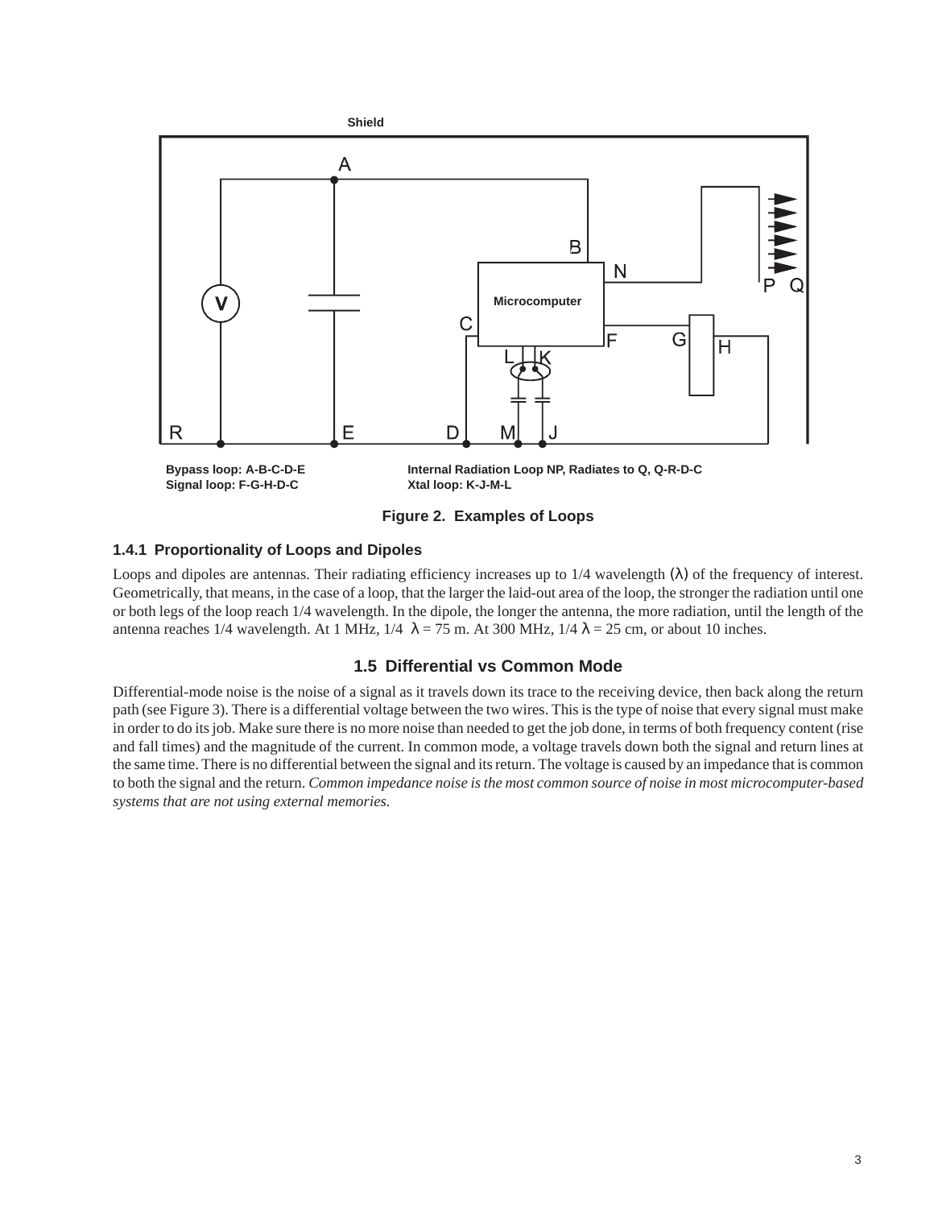Shield

Bypass loop: A-B-C-D-E
Signal loop: F-G-H-D-C

Internal Radiation Loop NP, Radiates to Q, Q-R-D-C
Xtal loop: K-J-M-L

**Figure 2. Examples of Loops**

### 1.4.1 Proportionality of Loops and Dipoles

Loops and dipoles are antennas. Their radiating efficiency increases up to 1/4 wavelength (λ) of the frequency of interest. Geometrically, that means, in the case of a loop, that the larger the laid-out area of the loop, the stronger the radiation until one or both legs of the loop reach 1/4 wavelength. In the dipole, the longer the antenna, the more radiation, until the length of the antenna reaches 1/4 wavelength. At 1 MHz, 1/4 λ = 75 m. At 300 MHz, 1/4 λ = 25 cm, or about 10 inches.

## 1.5 Differential vs Common Mode

Differential-mode noise is the noise of a signal as it travels down its trace to the receiving device, then back along the return path (see Figure 3). There is a differential voltage between the two wires. This is the type of noise that every signal must make in order to do its job. Make sure there is no more noise than needed to get the job done, in terms of both frequency content (rise and fall times) and the magnitude of the current. In common mode, a voltage travels down both the signal and return lines at the same time. There is no differential between the signal and its return. The voltage is caused by an impedance that is common to both the signal and the return. *Common impedance noise is the most common source of noise in most microcomputer-based systems that are not using external memories.*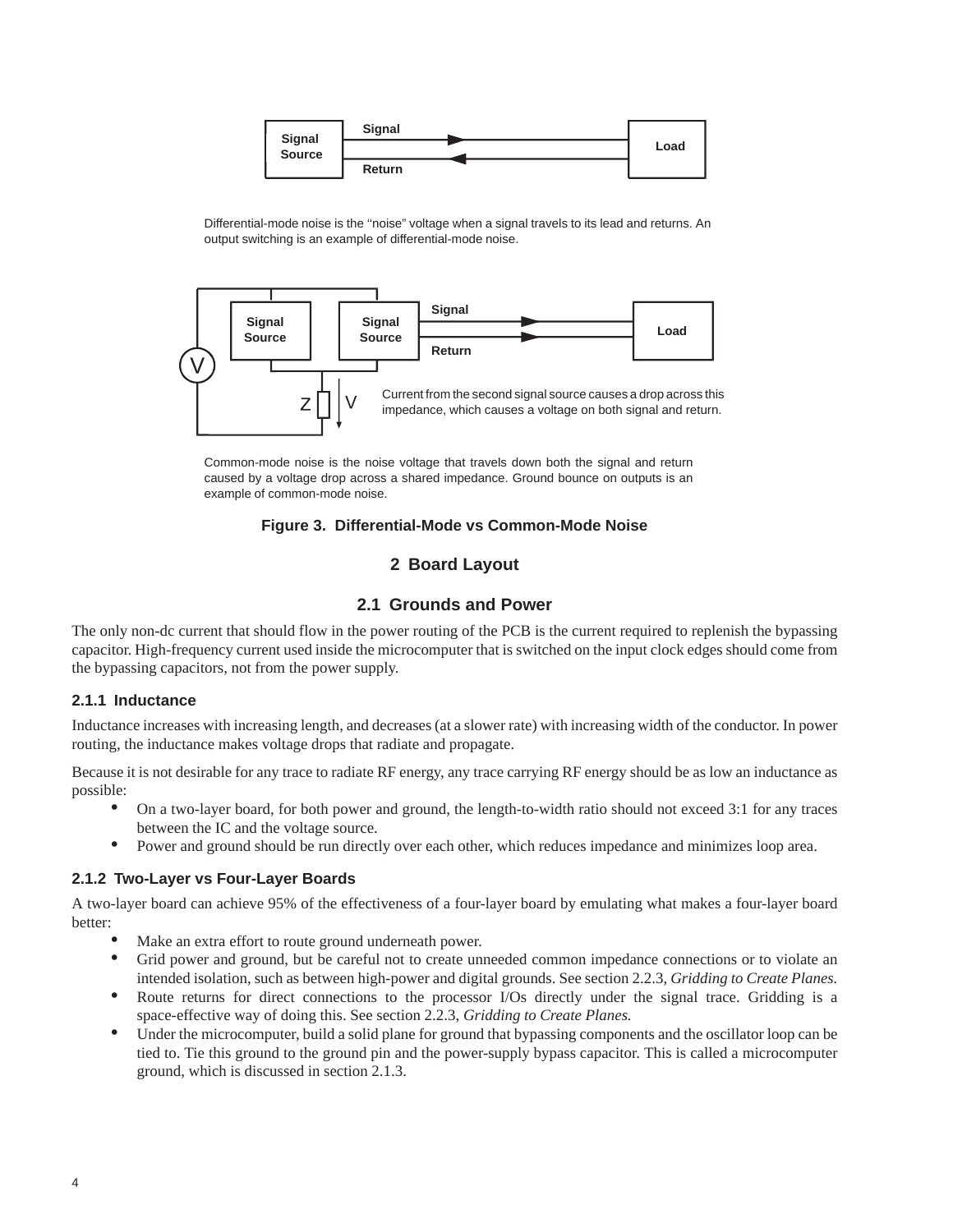Signal Source — Signal → Load; Return ←

Differential-mode noise is the "noise" voltage when a signal travels to its lead and returns. An output switching is an example of differential-mode noise.

Current from the second signal source causes a drop across this impedance, which causes a voltage on both signal and return.

Common-mode noise is the noise voltage that travels down both the signal and return caused by a voltage drop across a shared impedance. Ground bounce on outputs is an example of common-mode noise.

**Figure 3. Differential-Mode vs Common-Mode Noise**

# 2 Board Layout

## 2.1 Grounds and Power

The only non-dc current that should flow in the power routing of the PCB is the current required to replenish the bypassing capacitor. High-frequency current used inside the microcomputer that is switched on the input clock edges should come from the bypassing capacitors, not from the power supply.

### 2.1.1 Inductance

Inductance increases with increasing length, and decreases (at a slower rate) with increasing width of the conductor. In power routing, the inductance makes voltage drops that radiate and propagate.

Because it is not desirable for any trace to radiate RF energy, any trace carrying RF energy should be as low an inductance as possible:

- On a two-layer board, for both power and ground, the length-to-width ratio should not exceed 3:1 for any traces between the IC and the voltage source.
- Power and ground should be run directly over each other, which reduces impedance and minimizes loop area.

### 2.1.2 Two-Layer vs Four-Layer Boards

A two-layer board can achieve 95% of the effectiveness of a four-layer board by emulating what makes a four-layer board better:

- Make an extra effort to route ground underneath power.
- Grid power and ground, but be careful not to create unneeded common impedance connections or to violate an intended isolation, such as between high-power and digital grounds. See section 2.2.3, *Gridding to Create Planes.*
- Route returns for direct connections to the processor I/Os directly under the signal trace. Gridding is a space-effective way of doing this. See section 2.2.3, *Gridding to Create Planes.*
- Under the microcomputer, build a solid plane for ground that bypassing components and the oscillator loop can be tied to. Tie this ground to the ground pin and the power-supply bypass capacitor. This is called a microcomputer ground, which is discussed in section 2.1.3.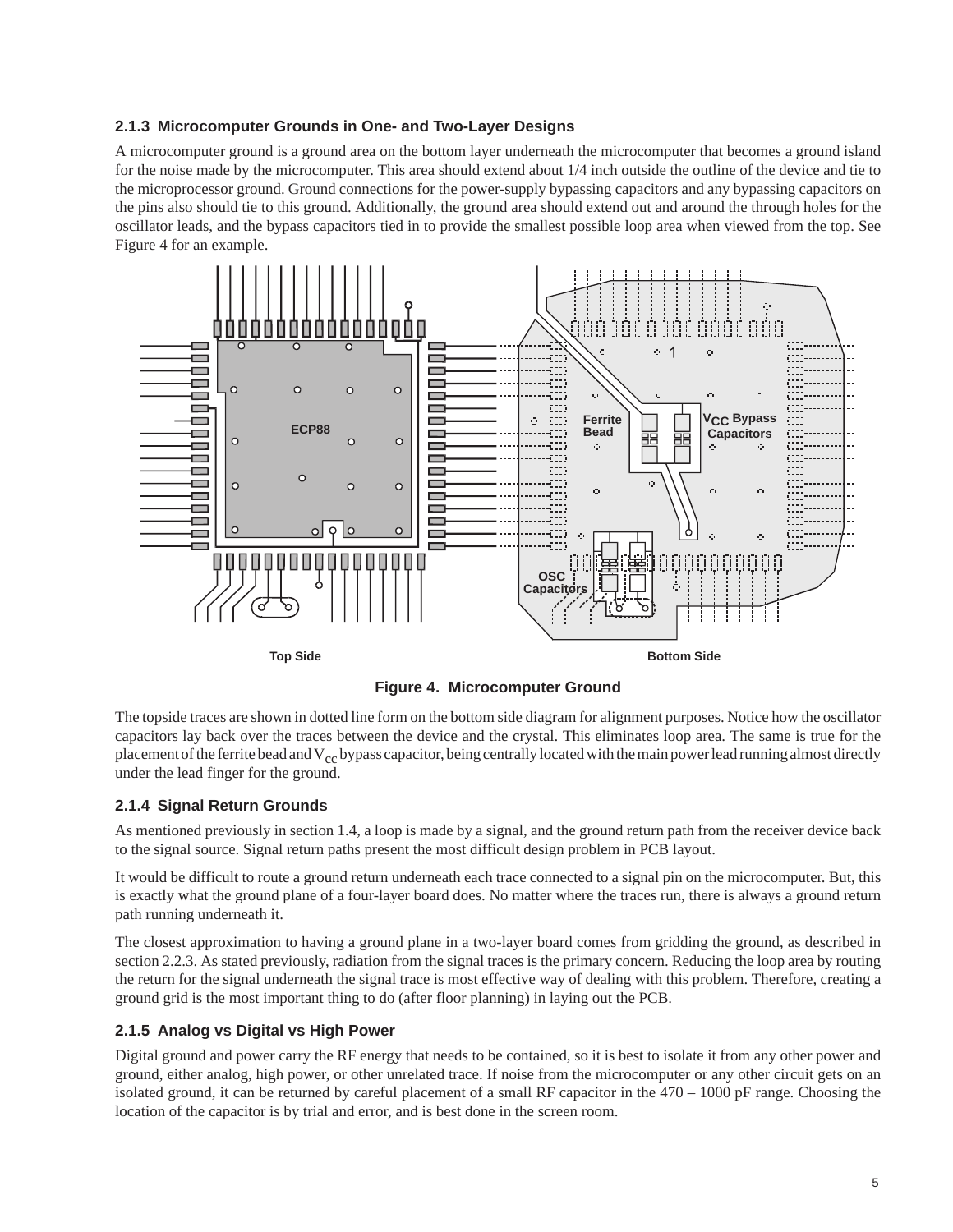### 2.1.3 Microcomputer Grounds in One- and Two-Layer Designs

A microcomputer ground is a ground area on the bottom layer underneath the microcomputer that becomes a ground island for the noise made by the microcomputer. This area should extend about 1/4 inch outside the outline of the device and tie to the microprocessor ground. Ground connections for the power-supply bypassing capacitors and any bypassing capacitors on the pins also should tie to this ground. Additionally, the ground area should extend out and around the through holes for the oscillator leads, and the bypass capacitors tied in to provide the smallest possible loop area when viewed from the top. See Figure 4 for an example.

**Figure 4. Microcomputer Ground**

The topside traces are shown in dotted line form on the bottom side diagram for alignment purposes. Notice how the oscillator capacitors lay back over the traces between the device and the crystal. This eliminates loop area. The same is true for the placement of the ferrite bead and $V_{cc}$ bypass capacitor, being centrally located with the main power lead running almost directly under the lead finger for the ground.

### 2.1.4 Signal Return Grounds

As mentioned previously in section 1.4, a loop is made by a signal, and the ground return path from the receiver device back to the signal source. Signal return paths present the most difficult design problem in PCB layout.

It would be difficult to route a ground return underneath each trace connected to a signal pin on the microcomputer. But, this is exactly what the ground plane of a four-layer board does. No matter where the traces run, there is always a ground return path running underneath it.

The closest approximation to having a ground plane in a two-layer board comes from gridding the ground, as described in section 2.2.3. As stated previously, radiation from the signal traces is the primary concern. Reducing the loop area by routing the return for the signal underneath the signal trace is most effective way of dealing with this problem. Therefore, creating a ground grid is the most important thing to do (after floor planning) in laying out the PCB.

### 2.1.5 Analog vs Digital vs High Power

Digital ground and power carry the RF energy that needs to be contained, so it is best to isolate it from any other power and ground, either analog, high power, or other unrelated trace. If noise from the microcomputer or any other circuit gets on an isolated ground, it can be returned by careful placement of a small RF capacitor in the 470 – 1000 pF range. Choosing the location of the capacitor is by trial and error, and is best done in the screen room.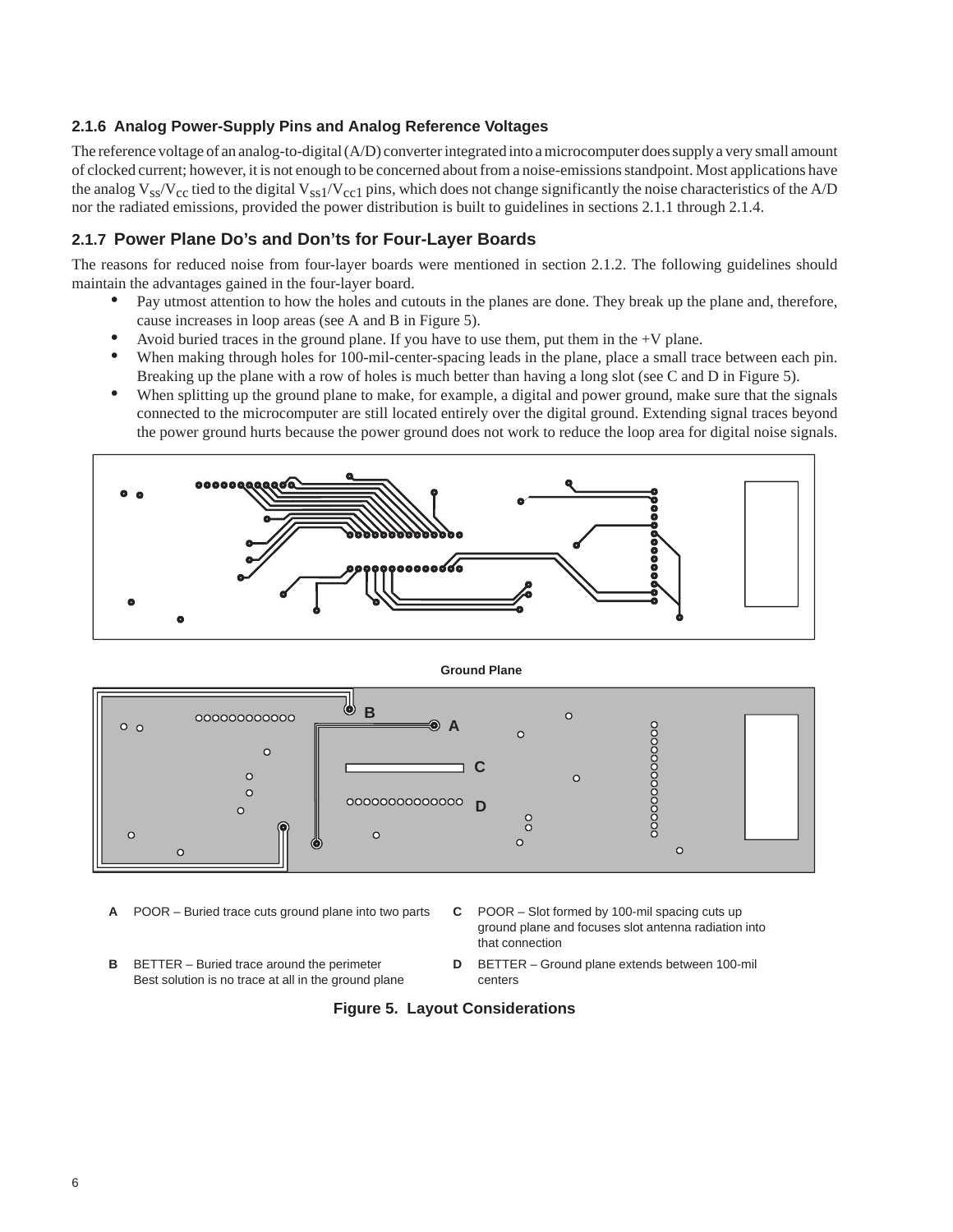### 2.1.6 Analog Power-Supply Pins and Analog Reference Voltages

The reference voltage of an analog-to-digital (A/D) converter integrated into a microcomputer does supply a very small amount of clocked current; however, it is not enough to be concerned about from a noise-emissions standpoint. Most applications have the analog $V_{SS}/V_{CC}$ tied to the digital $V_{SS1}/V_{CC1}$ pins, which does not change significantly the noise characteristics of the A/D nor the radiated emissions, provided the power distribution is built to guidelines in sections 2.1.1 through 2.1.4.

### 2.1.7 Power Plane Do's and Don'ts for Four-Layer Boards

The reasons for reduced noise from four-layer boards were mentioned in section 2.1.2. The following guidelines should maintain the advantages gained in the four-layer board.

- Pay utmost attention to how the holes and cutouts in the planes are done. They break up the plane and, therefore, cause increases in loop areas (see A and B in Figure 5).
- Avoid buried traces in the ground plane. If you have to use them, put them in the +V plane.
- When making through holes for 100-mil-center-spacing leads in the plane, place a small trace between each pin. Breaking up the plane with a row of holes is much better than having a long slot (see C and D in Figure 5).
- When splitting up the ground plane to make, for example, a digital and power ground, make sure that the signals connected to the microcomputer are still located entirely over the digital ground. Extending signal traces beyond the power ground hurts because the power ground does not work to reduce the loop area for digital noise signals.

Ground Plane

**A** POOR – Buried trace cuts ground plane into two parts

**B** BETTER – Buried trace around the perimeter Best solution is no trace at all in the ground plane

**C** POOR – Slot formed by 100-mil spacing cuts up ground plane and focuses slot antenna radiation into that connection

**D** BETTER – Ground plane extends between 100-mil centers

**Figure 5. Layout Considerations**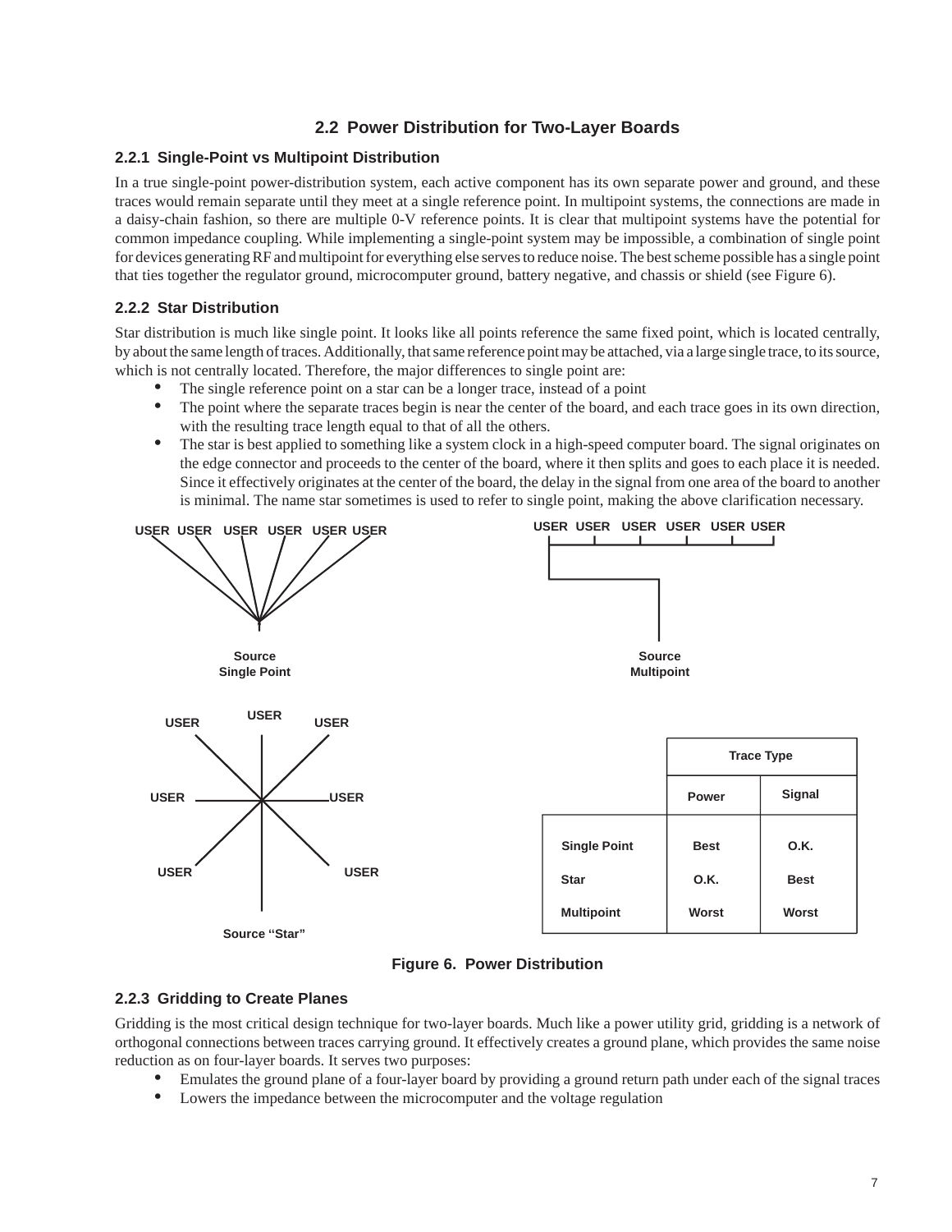## 2.2 Power Distribution for Two-Layer Boards

### 2.2.1 Single-Point vs Multipoint Distribution

In a true single-point power-distribution system, each active component has its own separate power and ground, and these traces would remain separate until they meet at a single reference point. In multipoint systems, the connections are made in a daisy-chain fashion, so there are multiple 0-V reference points. It is clear that multipoint systems have the potential for common impedance coupling. While implementing a single-point system may be impossible, a combination of single point for devices generating RF and multipoint for everything else serves to reduce noise. The best scheme possible has a single point that ties together the regulator ground, microcomputer ground, battery negative, and chassis or shield (see Figure 6).

### 2.2.2 Star Distribution

Star distribution is much like single point. It looks like all points reference the same fixed point, which is located centrally, by about the same length of traces. Additionally, that same reference point may be attached, via a large single trace, to its source, which is not centrally located. Therefore, the major differences to single point are:

- The single reference point on a star can be a longer trace, instead of a point
- The point where the separate traces begin is near the center of the board, and each trace goes in its own direction, with the resulting trace length equal to that of all the others.
- The star is best applied to something like a system clock in a high-speed computer board. The signal originates on the edge connector and proceeds to the center of the board, where it then splits and goes to each place it is needed. Since it effectively originates at the center of the board, the delay in the signal from one area of the board to another is minimal. The name star sometimes is used to refer to single point, making the above clarification necessary.

| | Trace Type | |
|---|---|---|
| | Power | Signal |
| Single Point | Best | O.K. |
| Star | O.K. | Best |
| Multipoint | Worst | Worst |

Figure 6. Power Distribution

### 2.2.3 Gridding to Create Planes

Gridding is the most critical design technique for two-layer boards. Much like a power utility grid, gridding is a network of orthogonal connections between traces carrying ground. It effectively creates a ground plane, which provides the same noise reduction as on four-layer boards. It serves two purposes:

- Emulates the ground plane of a four-layer board by providing a ground return path under each of the signal traces
- Lowers the impedance between the microcomputer and the voltage regulation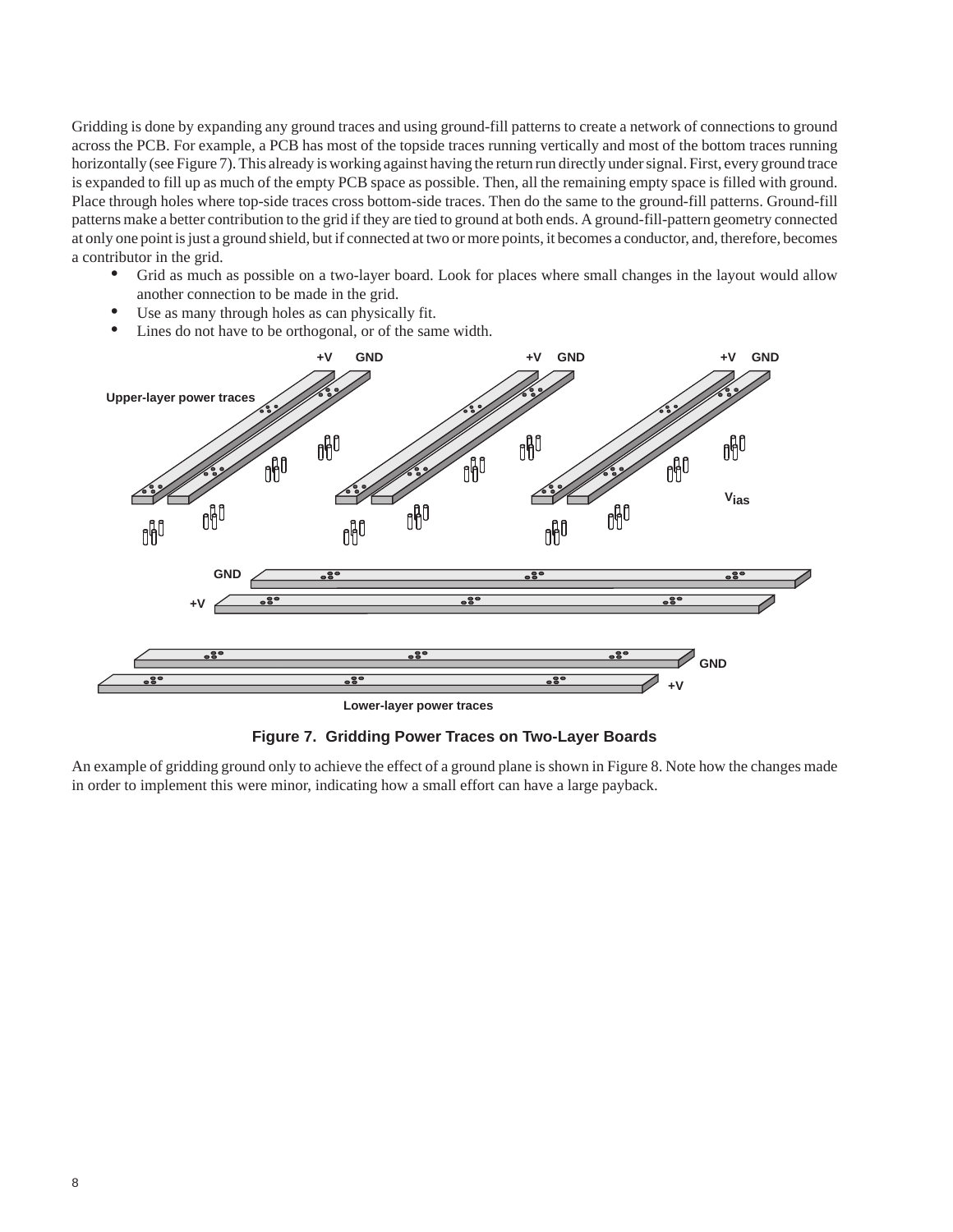Gridding is done by expanding any ground traces and using ground-fill patterns to create a network of connections to ground across the PCB. For example, a PCB has most of the topside traces running vertically and most of the bottom traces running horizontally (see Figure 7). This already is working against having the return run directly under signal. First, every ground trace is expanded to fill up as much of the empty PCB space as possible. Then, all the remaining empty space is filled with ground. Place through holes where top-side traces cross bottom-side traces. Then do the same to the ground-fill patterns. Ground-fill patterns make a better contribution to the grid if they are tied to ground at both ends. A ground-fill-pattern geometry connected at only one point is just a ground shield, but if connected at two or more points, it becomes a conductor, and, therefore, becomes a contributor in the grid.

- Grid as much as possible on a two-layer board. Look for places where small changes in the layout would allow another connection to be made in the grid.
- Use as many through holes as can physically fit.
- Lines do not have to be orthogonal, or of the same width.

**Figure 7. Gridding Power Traces on Two-Layer Boards**

An example of gridding ground only to achieve the effect of a ground plane is shown in Figure 8. Note how the changes made in order to implement this were minor, indicating how a small effort can have a large payback.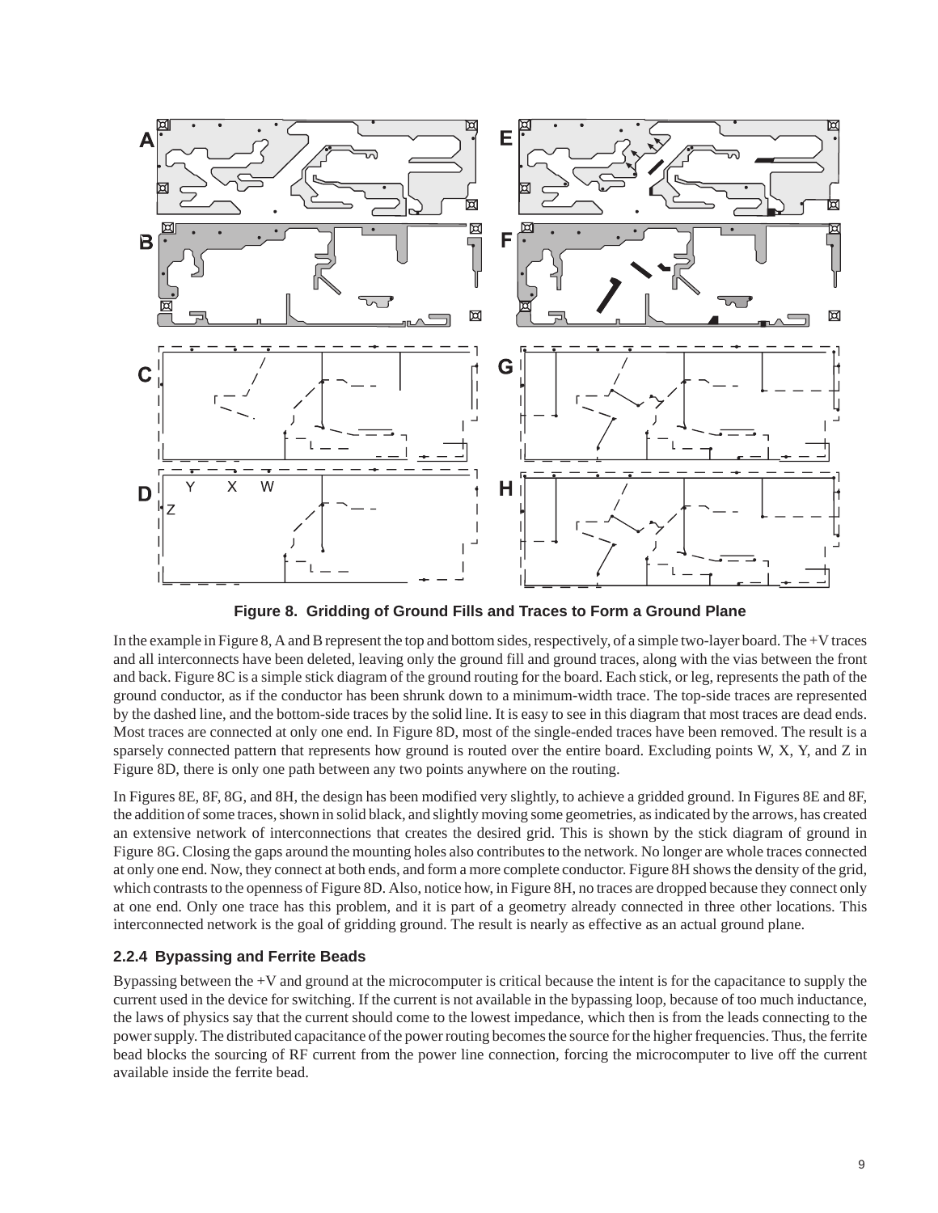**Figure 8. Gridding of Ground Fills and Traces to Form a Ground Plane**

In the example in Figure 8, A and B represent the top and bottom sides, respectively, of a simple two-layer board. The +V traces and all interconnects have been deleted, leaving only the ground fill and ground traces, along with the vias between the front and back. Figure 8C is a simple stick diagram of the ground routing for the board. Each stick, or leg, represents the path of the ground conductor, as if the conductor has been shrunk down to a minimum-width trace. The top-side traces are represented by the dashed line, and the bottom-side traces by the solid line. It is easy to see in this diagram that most traces are dead ends. Most traces are connected at only one end. In Figure 8D, most of the single-ended traces have been removed. The result is a sparsely connected pattern that represents how ground is routed over the entire board. Excluding points W, X, Y, and Z in Figure 8D, there is only one path between any two points anywhere on the routing.

In Figures 8E, 8F, 8G, and 8H, the design has been modified very slightly, to achieve a gridded ground. In Figures 8E and 8F, the addition of some traces, shown in solid black, and slightly moving some geometries, as indicated by the arrows, has created an extensive network of interconnections that creates the desired grid. This is shown by the stick diagram of ground in Figure 8G. Closing the gaps around the mounting holes also contributes to the network. No longer are whole traces connected at only one end. Now, they connect at both ends, and form a more complete conductor. Figure 8H shows the density of the grid, which contrasts to the openness of Figure 8D. Also, notice how, in Figure 8H, no traces are dropped because they connect only at one end. Only one trace has this problem, and it is part of a geometry already connected in three other locations. This interconnected network is the goal of gridding ground. The result is nearly as effective as an actual ground plane.

### 2.2.4 Bypassing and Ferrite Beads

Bypassing between the +V and ground at the microcomputer is critical because the intent is for the capacitance to supply the current used in the device for switching. If the current is not available in the bypassing loop, because of too much inductance, the laws of physics say that the current should come to the lowest impedance, which then is from the leads connecting to the power supply. The distributed capacitance of the power routing becomes the source for the higher frequencies. Thus, the ferrite bead blocks the sourcing of RF current from the power line connection, forcing the microcomputer to live off the current available inside the ferrite bead.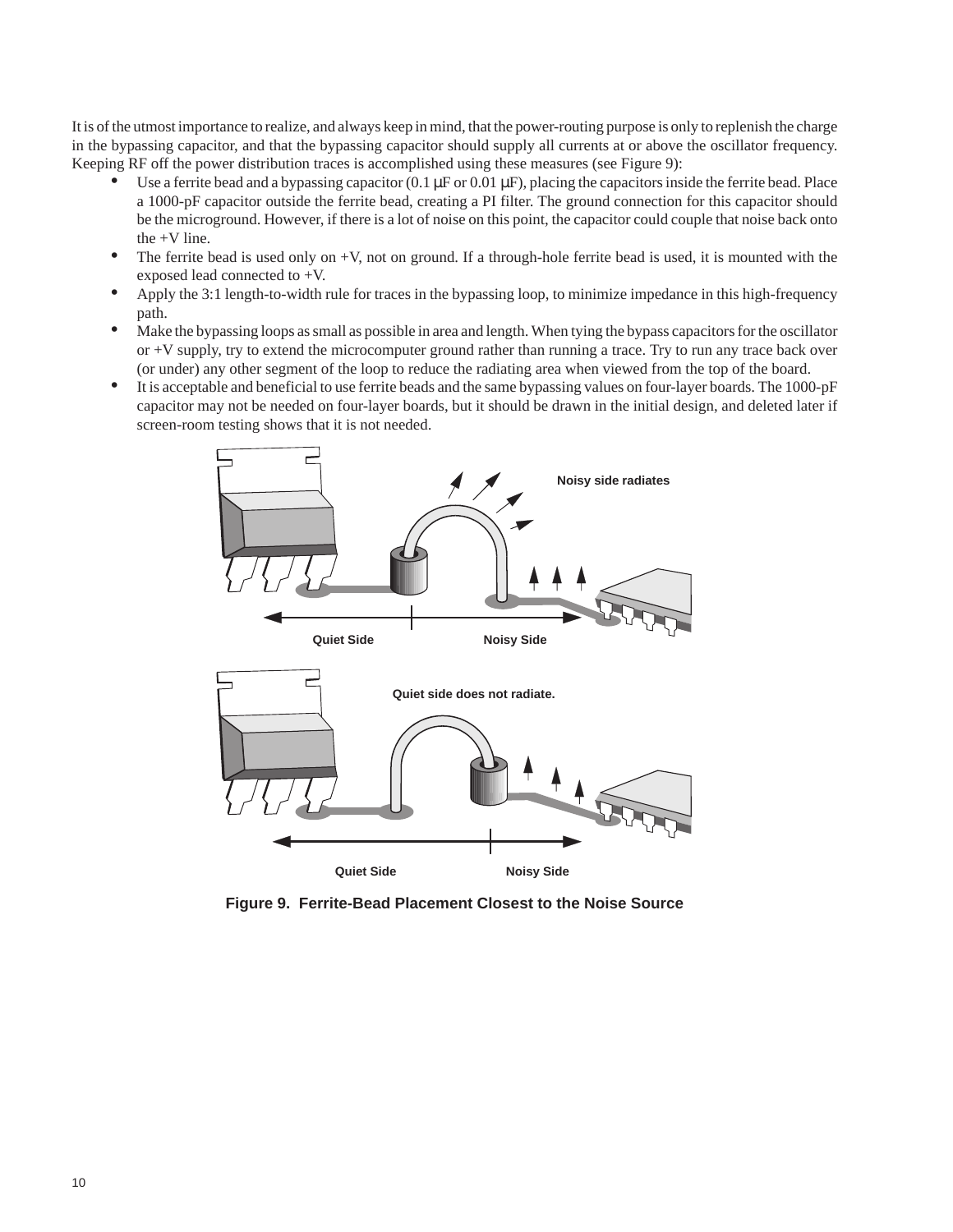It is of the utmost importance to realize, and always keep in mind, that the power-routing purpose is only to replenish the charge in the bypassing capacitor, and that the bypassing capacitor should supply all currents at or above the oscillator frequency. Keeping RF off the power distribution traces is accomplished using these measures (see Figure 9):

- Use a ferrite bead and a bypassing capacitor (0.1 μF or 0.01 μF), placing the capacitors inside the ferrite bead. Place a 1000-pF capacitor outside the ferrite bead, creating a PI filter. The ground connection for this capacitor should be the microground. However, if there is a lot of noise on this point, the capacitor could couple that noise back onto the +V line.
- The ferrite bead is used only on +V, not on ground. If a through-hole ferrite bead is used, it is mounted with the exposed lead connected to +V.
- Apply the 3:1 length-to-width rule for traces in the bypassing loop, to minimize impedance in this high-frequency path.
- Make the bypassing loops as small as possible in area and length. When tying the bypass capacitors for the oscillator or +V supply, try to extend the microcomputer ground rather than running a trace. Try to run any trace back over (or under) any other segment of the loop to reduce the radiating area when viewed from the top of the board.
- It is acceptable and beneficial to use ferrite beads and the same bypassing values on four-layer boards. The 1000-pF capacitor may not be needed on four-layer boards, but it should be drawn in the initial design, and deleted later if screen-room testing shows that it is not needed.

**Figure 9. Ferrite-Bead Placement Closest to the Noise Source**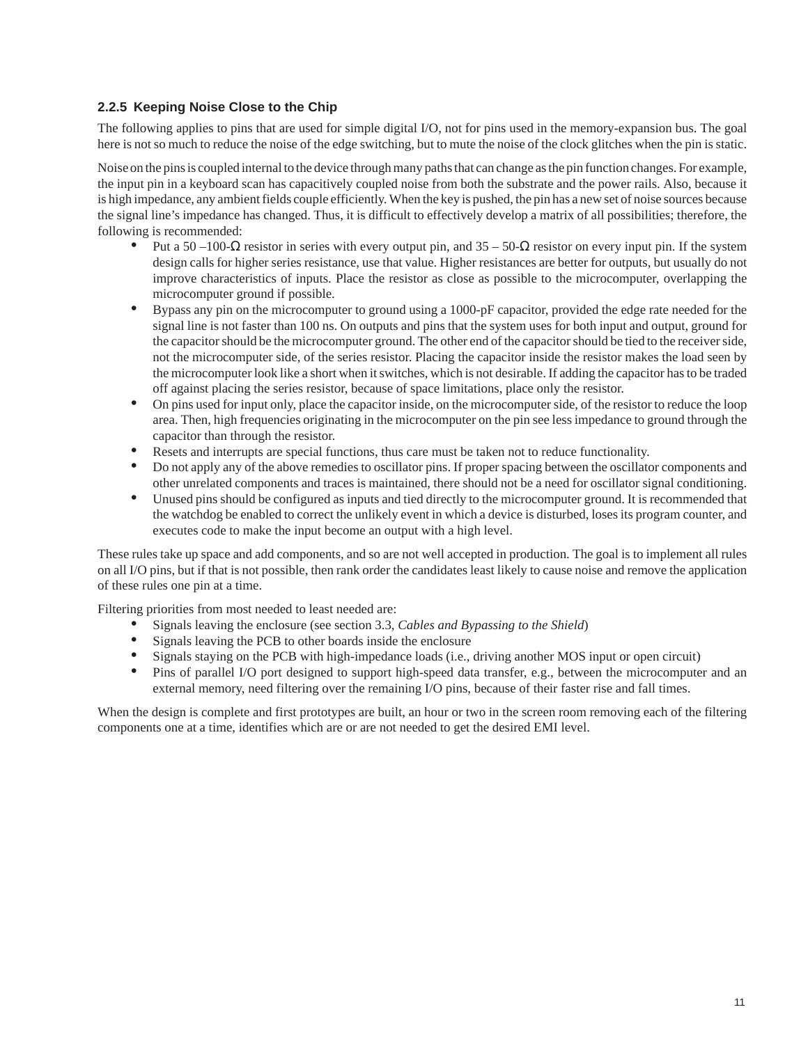### 2.2.5 Keeping Noise Close to the Chip

The following applies to pins that are used for simple digital I/O, not for pins used in the memory-expansion bus. The goal here is not so much to reduce the noise of the edge switching, but to mute the noise of the clock glitches when the pin is static.

Noise on the pins is coupled internal to the device through many paths that can change as the pin function changes. For example, the input pin in a keyboard scan has capacitively coupled noise from both the substrate and the power rails. Also, because it is high impedance, any ambient fields couple efficiently. When the key is pushed, the pin has a new set of noise sources because the signal line's impedance has changed. Thus, it is difficult to effectively develop a matrix of all possibilities; therefore, the following is recommended:

- Put a 50 –100-Ω resistor in series with every output pin, and 35 – 50-Ω resistor on every input pin. If the system design calls for higher series resistance, use that value. Higher resistances are better for outputs, but usually do not improve characteristics of inputs. Place the resistor as close as possible to the microcomputer, overlapping the microcomputer ground if possible.
- Bypass any pin on the microcomputer to ground using a 1000-pF capacitor, provided the edge rate needed for the signal line is not faster than 100 ns. On outputs and pins that the system uses for both input and output, ground for the capacitor should be the microcomputer ground. The other end of the capacitor should be tied to the receiver side, not the microcomputer side, of the series resistor. Placing the capacitor inside the resistor makes the load seen by the microcomputer look like a short when it switches, which is not desirable. If adding the capacitor has to be traded off against placing the series resistor, because of space limitations, place only the resistor.
- On pins used for input only, place the capacitor inside, on the microcomputer side, of the resistor to reduce the loop area. Then, high frequencies originating in the microcomputer on the pin see less impedance to ground through the capacitor than through the resistor.
- Resets and interrupts are special functions, thus care must be taken not to reduce functionality.
- Do not apply any of the above remedies to oscillator pins. If proper spacing between the oscillator components and other unrelated components and traces is maintained, there should not be a need for oscillator signal conditioning.
- Unused pins should be configured as inputs and tied directly to the microcomputer ground. It is recommended that the watchdog be enabled to correct the unlikely event in which a device is disturbed, loses its program counter, and executes code to make the input become an output with a high level.

These rules take up space and add components, and so are not well accepted in production. The goal is to implement all rules on all I/O pins, but if that is not possible, then rank order the candidates least likely to cause noise and remove the application of these rules one pin at a time.

Filtering priorities from most needed to least needed are:

- Signals leaving the enclosure (see section 3.3, *Cables and Bypassing to the Shield*)
- Signals leaving the PCB to other boards inside the enclosure
- Signals staying on the PCB with high-impedance loads (i.e., driving another MOS input or open circuit)
- Pins of parallel I/O port designed to support high-speed data transfer, e.g., between the microcomputer and an external memory, need filtering over the remaining I/O pins, because of their faster rise and fall times.

When the design is complete and first prototypes are built, an hour or two in the screen room removing each of the filtering components one at a time, identifies which are or are not needed to get the desired EMI level.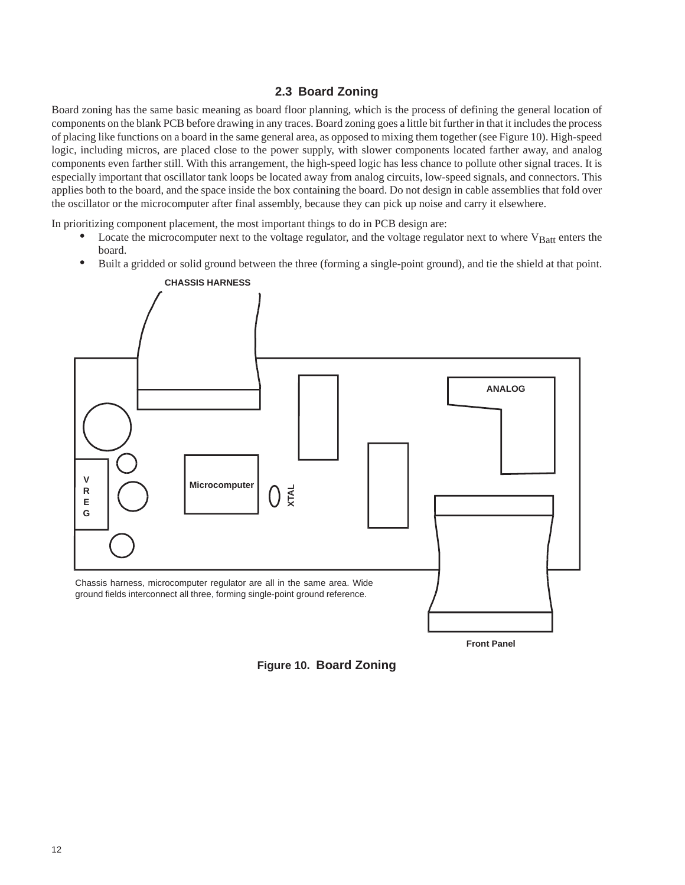## 2.3 Board Zoning

Board zoning has the same basic meaning as board floor planning, which is the process of defining the general location of components on the blank PCB before drawing in any traces. Board zoning goes a little bit further in that it includes the process of placing like functions on a board in the same general area, as opposed to mixing them together (see Figure 10). High-speed logic, including micros, are placed close to the power supply, with slower components located farther away, and analog components even farther still. With this arrangement, the high-speed logic has less chance to pollute other signal traces. It is especially important that oscillator tank loops be located away from analog circuits, low-speed signals, and connectors. This applies both to the board, and the space inside the box containing the board. Do not design in cable assemblies that fold over the oscillator or the microcomputer after final assembly, because they can pick up noise and carry it elsewhere.

In prioritizing component placement, the most important things to do in PCB design are:

- Locate the microcomputer next to the voltage regulator, and the voltage regulator next to where $V_{Batt}$ enters the board.
- Built a gridded or solid ground between the three (forming a single-point ground), and tie the shield at that point.

CHASSIS HARNESS

ANALOG

VREG

Microcomputer

XTAL

Chassis harness, microcomputer regulator are all in the same area. Wide ground fields interconnect all three, forming single-point ground reference.

Front Panel

**Figure 10. Board Zoning**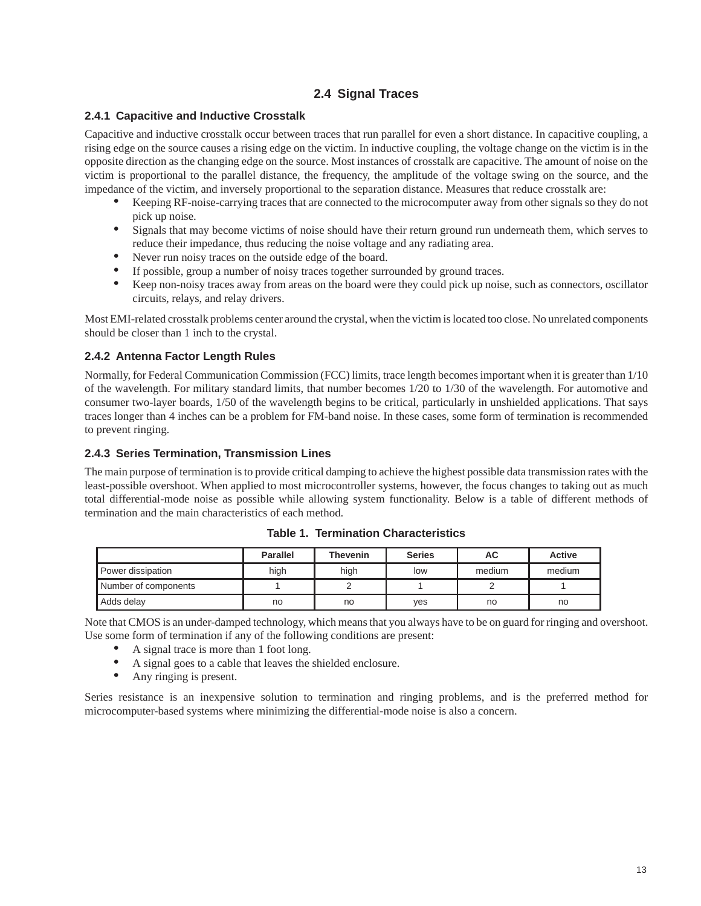## 2.4 Signal Traces

### 2.4.1 Capacitive and Inductive Crosstalk

Capacitive and inductive crosstalk occur between traces that run parallel for even a short distance. In capacitive coupling, a rising edge on the source causes a rising edge on the victim. In inductive coupling, the voltage change on the victim is in the opposite direction as the changing edge on the source. Most instances of crosstalk are capacitive. The amount of noise on the victim is proportional to the parallel distance, the frequency, the amplitude of the voltage swing on the source, and the impedance of the victim, and inversely proportional to the separation distance. Measures that reduce crosstalk are:

- Keeping RF-noise-carrying traces that are connected to the microcomputer away from other signals so they do not pick up noise.
- Signals that may become victims of noise should have their return ground run underneath them, which serves to reduce their impedance, thus reducing the noise voltage and any radiating area.
- Never run noisy traces on the outside edge of the board.
- If possible, group a number of noisy traces together surrounded by ground traces.
- Keep non-noisy traces away from areas on the board were they could pick up noise, such as connectors, oscillator circuits, relays, and relay drivers.

Most EMI-related crosstalk problems center around the crystal, when the victim is located too close. No unrelated components should be closer than 1 inch to the crystal.

### 2.4.2 Antenna Factor Length Rules

Normally, for Federal Communication Commission (FCC) limits, trace length becomes important when it is greater than 1/10 of the wavelength. For military standard limits, that number becomes 1/20 to 1/30 of the wavelength. For automotive and consumer two-layer boards, 1/50 of the wavelength begins to be critical, particularly in unshielded applications. That says traces longer than 4 inches can be a problem for FM-band noise. In these cases, some form of termination is recommended to prevent ringing.

### 2.4.3 Series Termination, Transmission Lines

The main purpose of termination is to provide critical damping to achieve the highest possible data transmission rates with the least-possible overshoot. When applied to most microcontroller systems, however, the focus changes to taking out as much total differential-mode noise as possible while allowing system functionality. Below is a table of different methods of termination and the main characteristics of each method.

**Table 1. Termination Characteristics**

| | Parallel | Thevenin | Series | AC | Active |
|---|---|---|---|---|---|
| Power dissipation | high | high | low | medium | medium |
| Number of components | 1 | 2 | 1 | 2 | 1 |
| Adds delay | no | no | yes | no | no |

Note that CMOS is an under-damped technology, which means that you always have to be on guard for ringing and overshoot. Use some form of termination if any of the following conditions are present:

- A signal trace is more than 1 foot long.
- A signal goes to a cable that leaves the shielded enclosure.
- Any ringing is present.

Series resistance is an inexpensive solution to termination and ringing problems, and is the preferred method for microcomputer-based systems where minimizing the differential-mode noise is also a concern.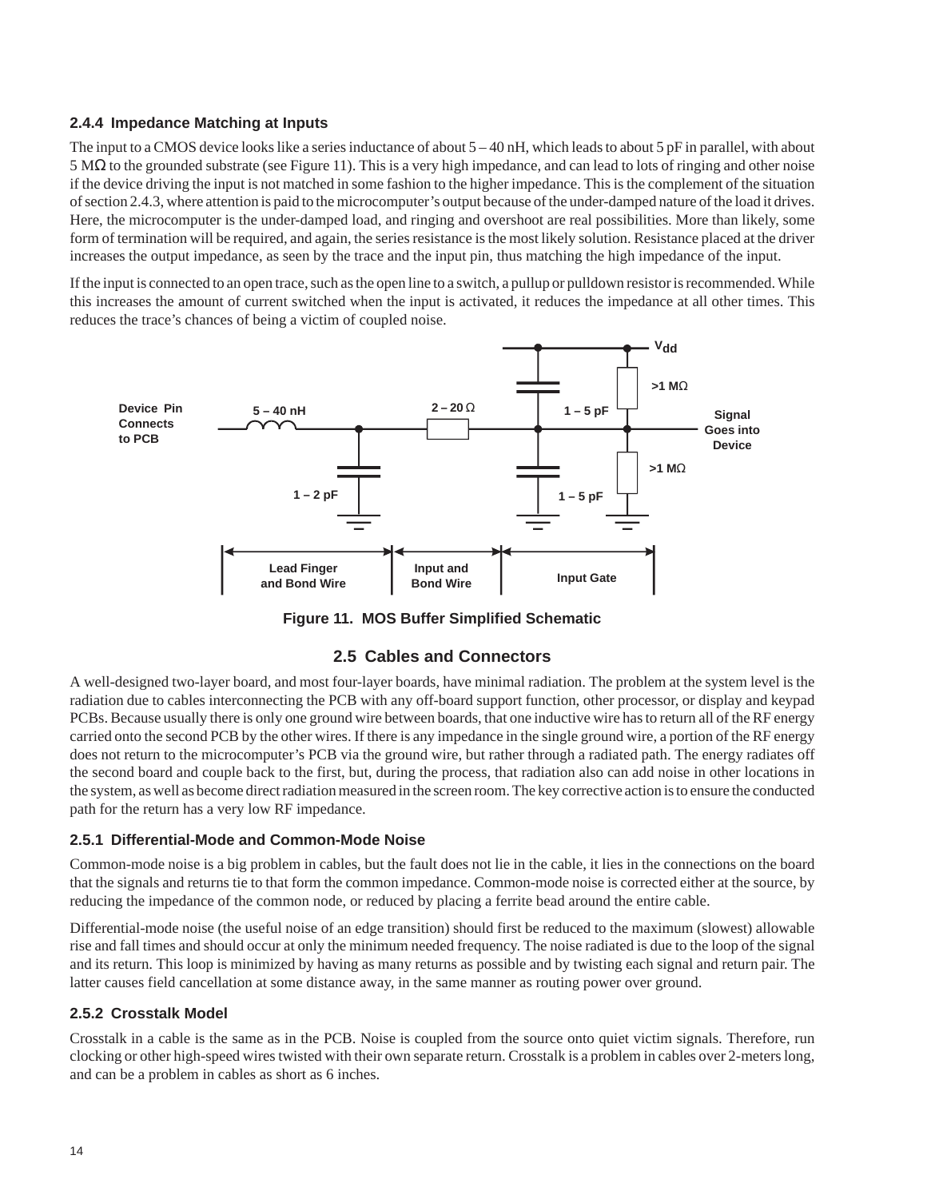### 2.4.4 Impedance Matching at Inputs

The input to a CMOS device looks like a series inductance of about 5 – 40 nH, which leads to about 5 pF in parallel, with about 5 MΩ to the grounded substrate (see Figure 11). This is a very high impedance, and can lead to lots of ringing and other noise if the device driving the input is not matched in some fashion to the higher impedance. This is the complement of the situation of section 2.4.3, where attention is paid to the microcomputer's output because of the under-damped nature of the load it drives. Here, the microcomputer is the under-damped load, and ringing and overshoot are real possibilities. More than likely, some form of termination will be required, and again, the series resistance is the most likely solution. Resistance placed at the driver increases the output impedance, as seen by the trace and the input pin, thus matching the high impedance of the input.

If the input is connected to an open trace, such as the open line to a switch, a pullup or pulldown resistor is recommended. While this increases the amount of current switched when the input is activated, it reduces the impedance at all other times. This reduces the trace's chances of being a victim of coupled noise.

Device Pin Connects to PCB

5 – 40 nH

1 – 2 pF

2 – 20 Ω

1 – 5 pF

1 – 5 pF

>1 MΩ

>1 MΩ

$V_{dd}$

Signal Goes into Device

Lead Finger and Bond Wire

Input and Bond Wire

Input Gate

**Figure 11. MOS Buffer Simplified Schematic**

## 2.5 Cables and Connectors

A well-designed two-layer board, and most four-layer boards, have minimal radiation. The problem at the system level is the radiation due to cables interconnecting the PCB with any off-board support function, other processor, or display and keypad PCBs. Because usually there is only one ground wire between boards, that one inductive wire has to return all of the RF energy carried onto the second PCB by the other wires. If there is any impedance in the single ground wire, a portion of the RF energy does not return to the microcomputer's PCB via the ground wire, but rather through a radiated path. The energy radiates off the second board and couple back to the first, but, during the process, that radiation also can add noise in other locations in the system, as well as become direct radiation measured in the screen room. The key corrective action is to ensure the conducted path for the return has a very low RF impedance.

### 2.5.1 Differential-Mode and Common-Mode Noise

Common-mode noise is a big problem in cables, but the fault does not lie in the cable, it lies in the connections on the board that the signals and returns tie to that form the common impedance. Common-mode noise is corrected either at the source, by reducing the impedance of the common node, or reduced by placing a ferrite bead around the entire cable.

Differential-mode noise (the useful noise of an edge transition) should first be reduced to the maximum (slowest) allowable rise and fall times and should occur at only the minimum needed frequency. The noise radiated is due to the loop of the signal and its return. This loop is minimized by having as many returns as possible and by twisting each signal and return pair. The latter causes field cancellation at some distance away, in the same manner as routing power over ground.

### 2.5.2 Crosstalk Model

Crosstalk in a cable is the same as in the PCB. Noise is coupled from the source onto quiet victim signals. Therefore, run clocking or other high-speed wires twisted with their own separate return. Crosstalk is a problem in cables over 2-meters long, and can be a problem in cables as short as 6 inches.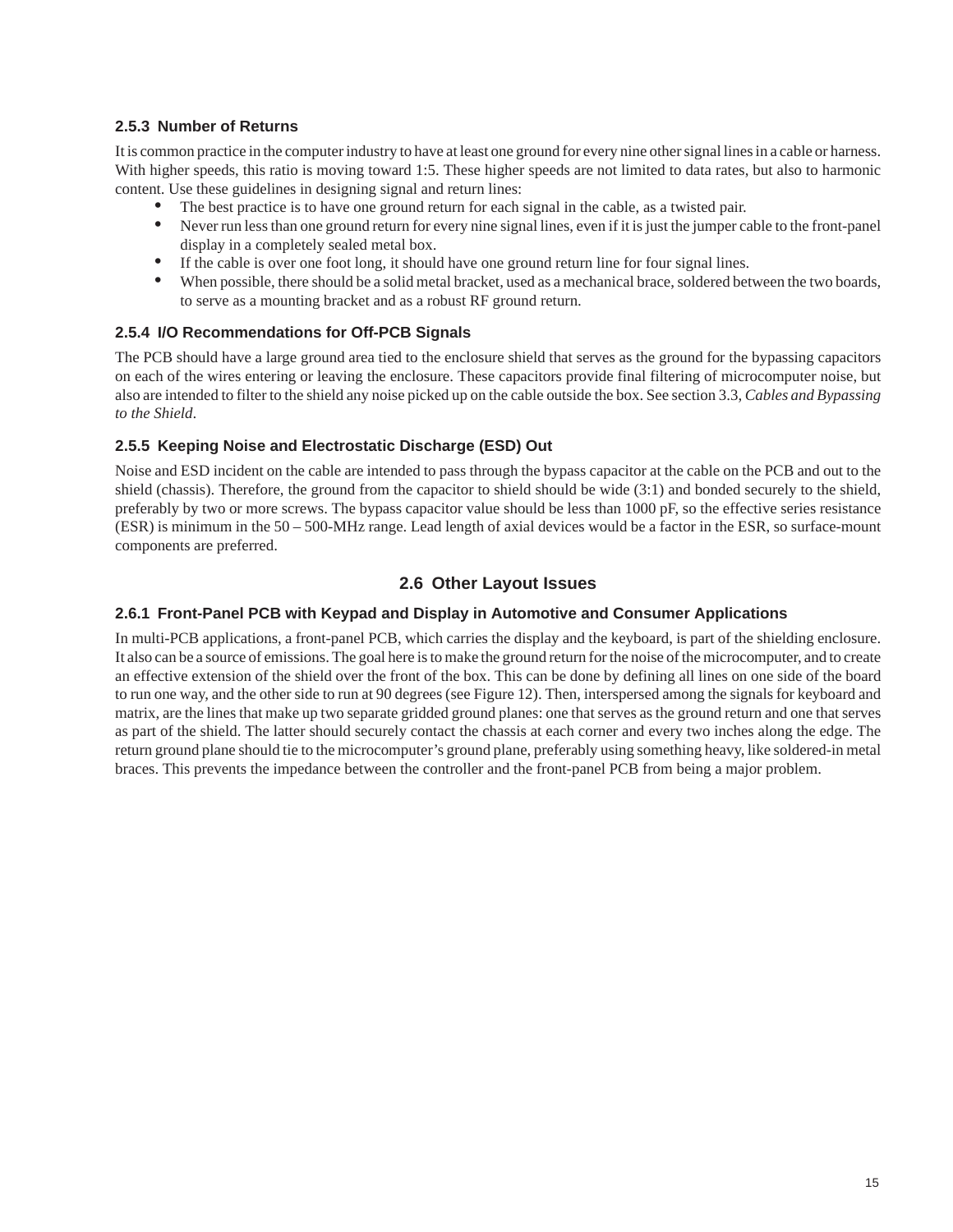### 2.5.3 Number of Returns

It is common practice in the computer industry to have at least one ground for every nine other signal lines in a cable or harness. With higher speeds, this ratio is moving toward 1:5. These higher speeds are not limited to data rates, but also to harmonic content. Use these guidelines in designing signal and return lines:

- The best practice is to have one ground return for each signal in the cable, as a twisted pair.
- Never run less than one ground return for every nine signal lines, even if it is just the jumper cable to the front-panel display in a completely sealed metal box.
- If the cable is over one foot long, it should have one ground return line for four signal lines.
- When possible, there should be a solid metal bracket, used as a mechanical brace, soldered between the two boards, to serve as a mounting bracket and as a robust RF ground return.

### 2.5.4 I/O Recommendations for Off-PCB Signals

The PCB should have a large ground area tied to the enclosure shield that serves as the ground for the bypassing capacitors on each of the wires entering or leaving the enclosure. These capacitors provide final filtering of microcomputer noise, but also are intended to filter to the shield any noise picked up on the cable outside the box. See section 3.3, *Cables and Bypassing to the Shield*.

### 2.5.5 Keeping Noise and Electrostatic Discharge (ESD) Out

Noise and ESD incident on the cable are intended to pass through the bypass capacitor at the cable on the PCB and out to the shield (chassis). Therefore, the ground from the capacitor to shield should be wide (3:1) and bonded securely to the shield, preferably by two or more screws. The bypass capacitor value should be less than 1000 pF, so the effective series resistance (ESR) is minimum in the 50 – 500-MHz range. Lead length of axial devices would be a factor in the ESR, so surface-mount components are preferred.

## 2.6 Other Layout Issues

### 2.6.1 Front-Panel PCB with Keypad and Display in Automotive and Consumer Applications

In multi-PCB applications, a front-panel PCB, which carries the display and the keyboard, is part of the shielding enclosure. It also can be a source of emissions. The goal here is to make the ground return for the noise of the microcomputer, and to create an effective extension of the shield over the front of the box. This can be done by defining all lines on one side of the board to run one way, and the other side to run at 90 degrees (see Figure 12). Then, interspersed among the signals for keyboard and matrix, are the lines that make up two separate gridded ground planes: one that serves as the ground return and one that serves as part of the shield. The latter should securely contact the chassis at each corner and every two inches along the edge. The return ground plane should tie to the microcomputer's ground plane, preferably using something heavy, like soldered-in metal braces. This prevents the impedance between the controller and the front-panel PCB from being a major problem.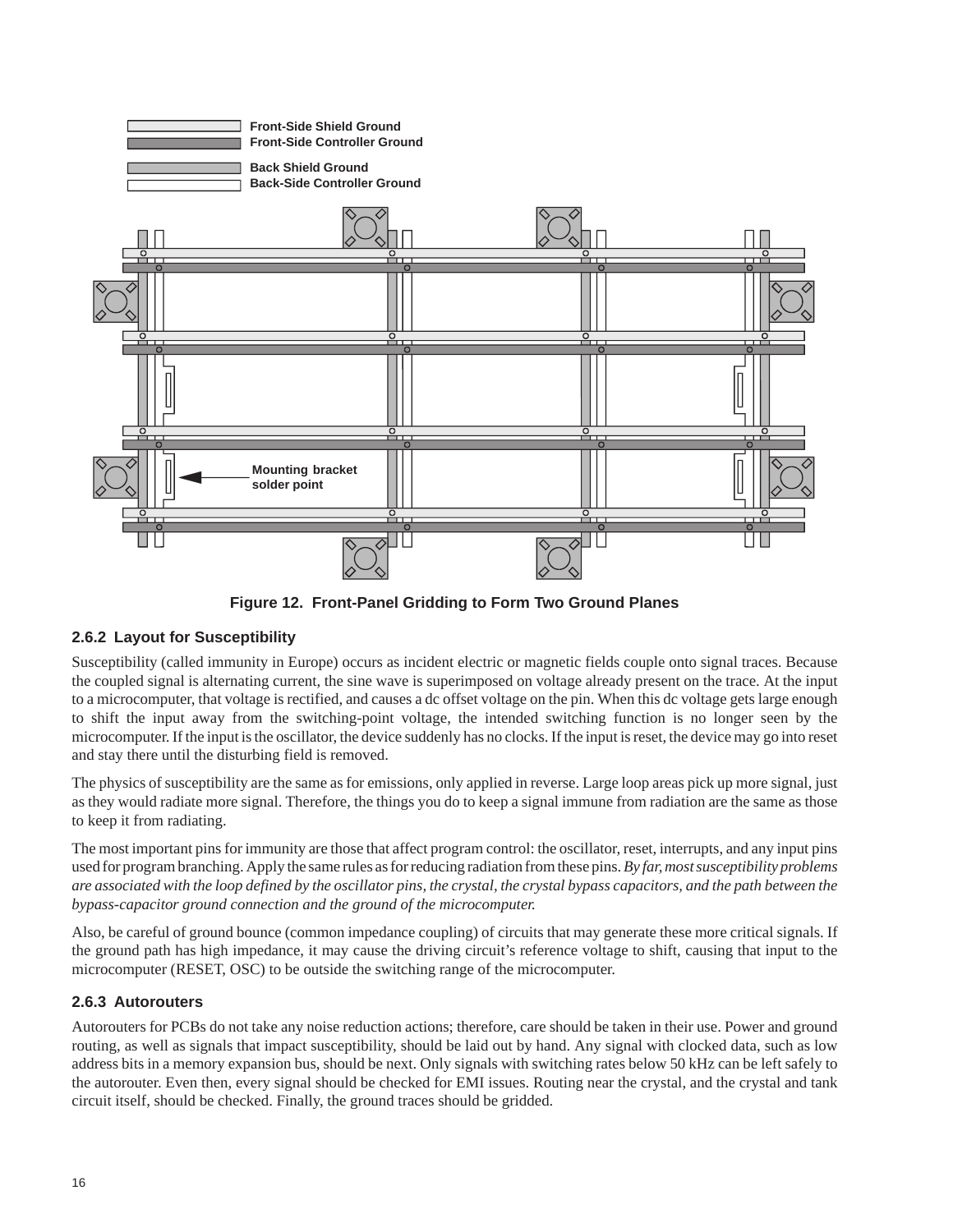Front-Side Shield Ground
Front-Side Controller Ground
Back Shield Ground
Back-Side Controller Ground

Mounting bracket solder point

**Figure 12. Front-Panel Gridding to Form Two Ground Planes**

### 2.6.2 Layout for Susceptibility

Susceptibility (called immunity in Europe) occurs as incident electric or magnetic fields couple onto signal traces. Because the coupled signal is alternating current, the sine wave is superimposed on voltage already present on the trace. At the input to a microcomputer, that voltage is rectified, and causes a dc offset voltage on the pin. When this dc voltage gets large enough to shift the input away from the switching-point voltage, the intended switching function is no longer seen by the microcomputer. If the input is the oscillator, the device suddenly has no clocks. If the input is reset, the device may go into reset and stay there until the disturbing field is removed.

The physics of susceptibility are the same as for emissions, only applied in reverse. Large loop areas pick up more signal, just as they would radiate more signal. Therefore, the things you do to keep a signal immune from radiation are the same as those to keep it from radiating.

The most important pins for immunity are those that affect program control: the oscillator, reset, interrupts, and any input pins used for program branching. Apply the same rules as for reducing radiation from these pins. *By far, most susceptibility problems are associated with the loop defined by the oscillator pins, the crystal, the crystal bypass capacitors, and the path between the bypass-capacitor ground connection and the ground of the microcomputer.*

Also, be careful of ground bounce (common impedance coupling) of circuits that may generate these more critical signals. If the ground path has high impedance, it may cause the driving circuit's reference voltage to shift, causing that input to the microcomputer (RESET, OSC) to be outside the switching range of the microcomputer.

### 2.6.3 Autorouters

Autorouters for PCBs do not take any noise reduction actions; therefore, care should be taken in their use. Power and ground routing, as well as signals that impact susceptibility, should be laid out by hand. Any signal with clocked data, such as low address bits in a memory expansion bus, should be next. Only signals with switching rates below 50 kHz can be left safely to the autorouter. Even then, every signal should be checked for EMI issues. Routing near the crystal, and the crystal and tank circuit itself, should be checked. Finally, the ground traces should be gridded.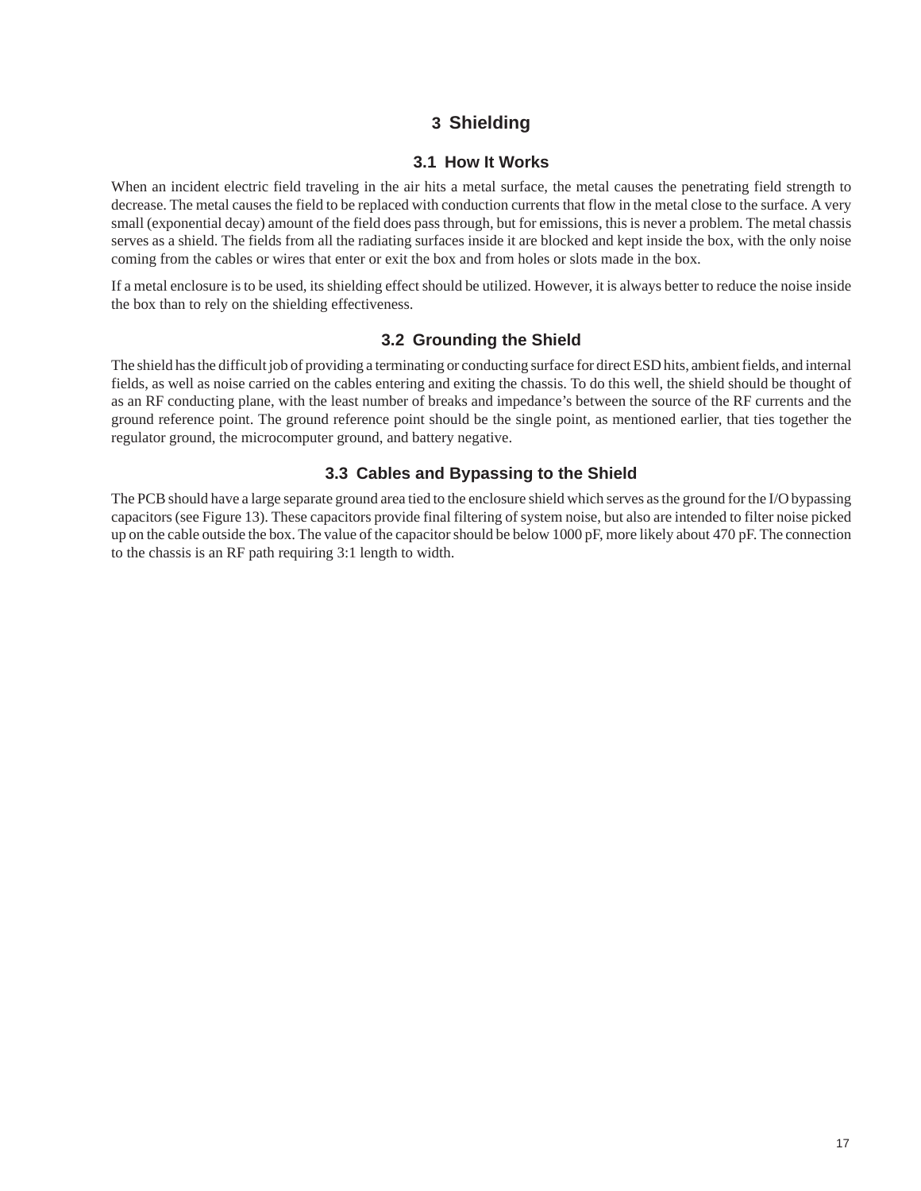# 3 Shielding

## 3.1 How It Works

When an incident electric field traveling in the air hits a metal surface, the metal causes the penetrating field strength to decrease. The metal causes the field to be replaced with conduction currents that flow in the metal close to the surface. A very small (exponential decay) amount of the field does pass through, but for emissions, this is never a problem. The metal chassis serves as a shield. The fields from all the radiating surfaces inside it are blocked and kept inside the box, with the only noise coming from the cables or wires that enter or exit the box and from holes or slots made in the box.

If a metal enclosure is to be used, its shielding effect should be utilized. However, it is always better to reduce the noise inside the box than to rely on the shielding effectiveness.

## 3.2 Grounding the Shield

The shield has the difficult job of providing a terminating or conducting surface for direct ESD hits, ambient fields, and internal fields, as well as noise carried on the cables entering and exiting the chassis. To do this well, the shield should be thought of as an RF conducting plane, with the least number of breaks and impedance's between the source of the RF currents and the ground reference point. The ground reference point should be the single point, as mentioned earlier, that ties together the regulator ground, the microcomputer ground, and battery negative.

## 3.3 Cables and Bypassing to the Shield

The PCB should have a large separate ground area tied to the enclosure shield which serves as the ground for the I/O bypassing capacitors (see Figure 13). These capacitors provide final filtering of system noise, but also are intended to filter noise picked up on the cable outside the box. The value of the capacitor should be below 1000 pF, more likely about 470 pF. The connection to the chassis is an RF path requiring 3:1 length to width.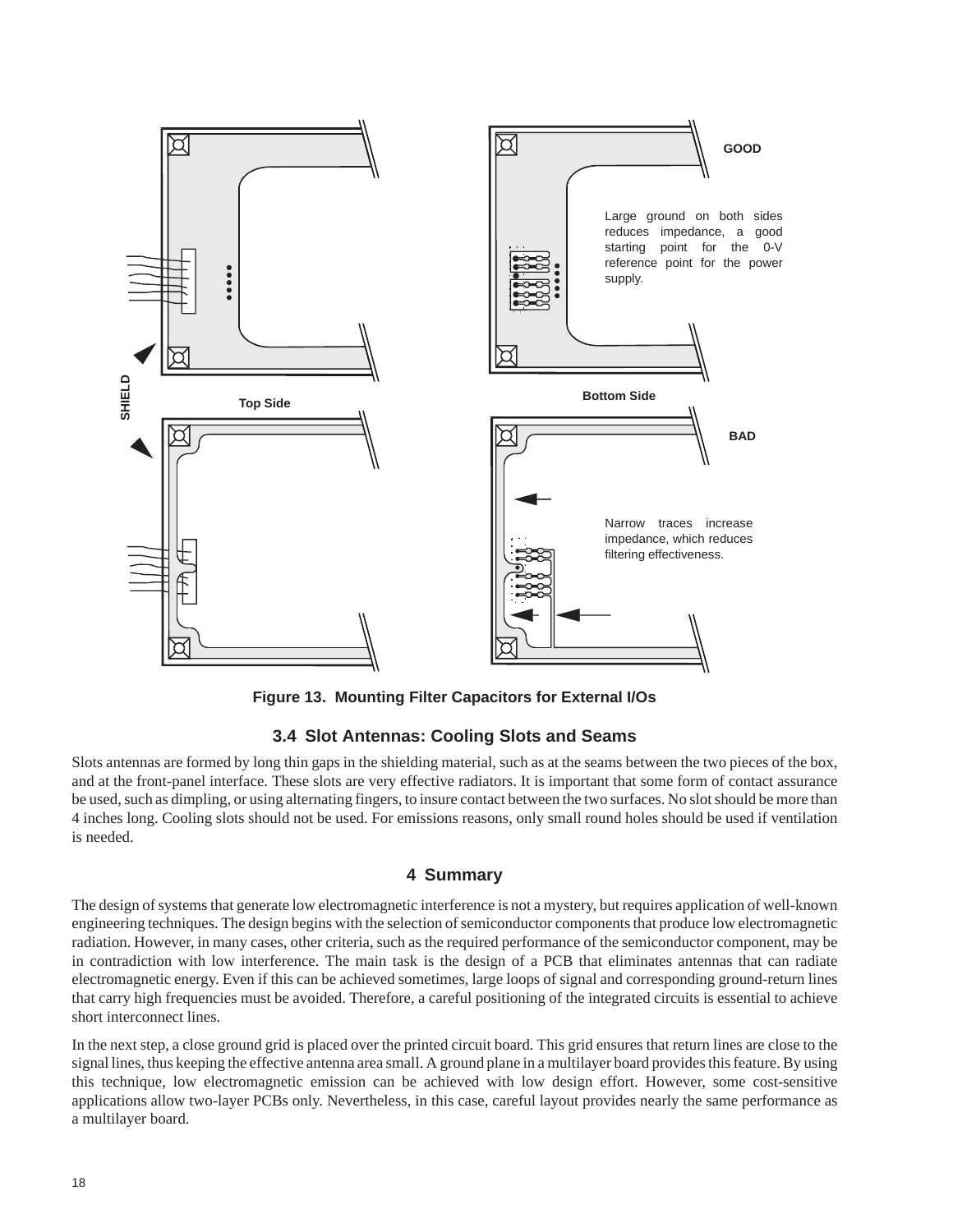GOOD

Large ground on both sides reduces impedance, a good starting point for the 0-V reference point for the power supply.

SHIELD

Top Side

Bottom Side

BAD

Narrow traces increase impedance, which reduces filtering effectiveness.

**Figure 13. Mounting Filter Capacitors for External I/Os**

### 3.4 Slot Antennas: Cooling Slots and Seams

Slots antennas are formed by long thin gaps in the shielding material, such as at the seams between the two pieces of the box, and at the front-panel interface. These slots are very effective radiators. It is important that some form of contact assurance be used, such as dimpling, or using alternating fingers, to insure contact between the two surfaces. No slot should be more than 4 inches long. Cooling slots should not be used. For emissions reasons, only small round holes should be used if ventilation is needed.

## 4 Summary

The design of systems that generate low electromagnetic interference is not a mystery, but requires application of well-known engineering techniques. The design begins with the selection of semiconductor components that produce low electromagnetic radiation. However, in many cases, other criteria, such as the required performance of the semiconductor component, may be in contradiction with low interference. The main task is the design of a PCB that eliminates antennas that can radiate electromagnetic energy. Even if this can be achieved sometimes, large loops of signal and corresponding ground-return lines that carry high frequencies must be avoided. Therefore, a careful positioning of the integrated circuits is essential to achieve short interconnect lines.

In the next step, a close ground grid is placed over the printed circuit board. This grid ensures that return lines are close to the signal lines, thus keeping the effective antenna area small. A ground plane in a multilayer board provides this feature. By using this technique, low electromagnetic emission can be achieved with low design effort. However, some cost-sensitive applications allow two-layer PCBs only. Nevertheless, in this case, careful layout provides nearly the same performance as a multilayer board.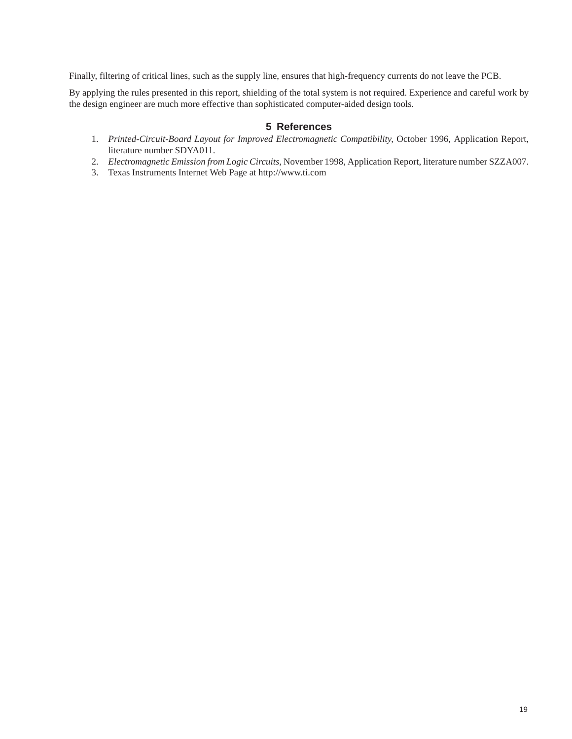Finally, filtering of critical lines, such as the supply line, ensures that high-frequency currents do not leave the PCB.

By applying the rules presented in this report, shielding of the total system is not required. Experience and careful work by the design engineer are much more effective than sophisticated computer-aided design tools.

## 5 References

1. *Printed-Circuit-Board Layout for Improved Electromagnetic Compatibility*, October 1996, Application Report, literature number SDYA011.
2. *Electromagnetic Emission from Logic Circuits*, November 1998, Application Report, literature number SZZA007.
3. Texas Instruments Internet Web Page at http://www.ti.com